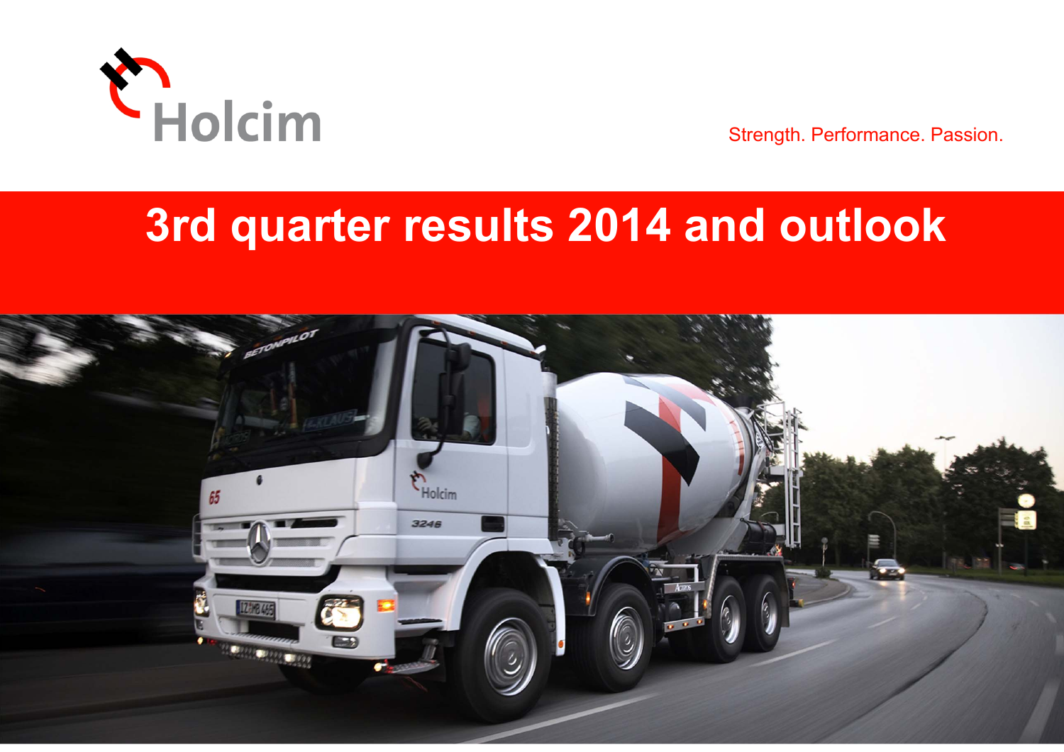Holcim

Strength. Performance. Passion.

# 3rd quarter results 2014 and outlook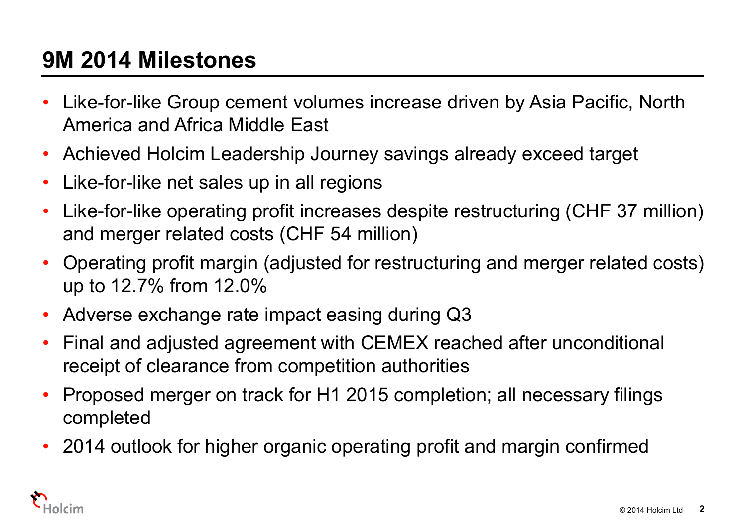## 9M 2014 Milestones

- Like-for-like Group cement volumes increase driven by Asia Pacific, North America and Africa Middle East
- Achieved Holcim Leadership Journey savings already exceed target
- Like-for-like net sales up in all regions
- Like-for-like operating profit increases despite restructuring (CHF 37 million) and merger related costs (CHF 54 million)
- Operating profit margin (adjusted for restructuring and merger related costs) up to 12.7% from 12.0%
- Adverse exchange rate impact easing during Q3
- Final and adjusted agreement with CEMEX reached after unconditional receipt of clearance from competition authorities
- Proposed merger on track for H1 2015 completion; all necessary filings completed
- 2014 outlook for higher organic operating profit and margin confirmed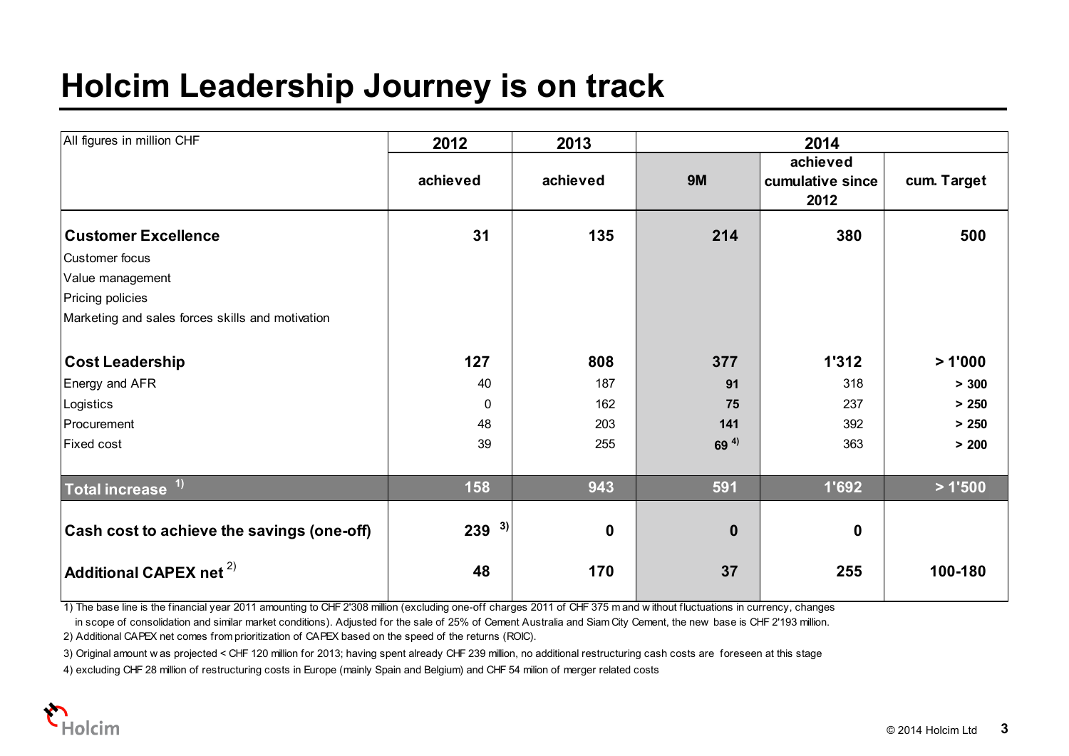# Holcim Leadership Journey is on track

| All figures in million CHF | 2012 | 2013 | 2014 | | |
|---|---|---|---|---|---|
| | achieved | achieved | 9M | achieved cumulative since 2012 | cum. Target |
| **Customer Excellence** | **31** | **135** | **214** | **380** | **500** |
| Customer focus | | | | | |
| Value management | | | | | |
| Pricing policies | | | | | |
| Marketing and sales forces skills and motivation | | | | | |
| **Cost Leadership** | **127** | **808** | **377** | **1'312** | **> 1'000** |
| Energy and AFR | 40 | 187 | **91** | 318 | **> 300** |
| Logistics | 0 | 162 | **75** | 237 | **> 250** |
| Procurement | 48 | 203 | **141** | 392 | **> 250** |
| Fixed cost | 39 | 255 | **69** [4] | 363 | **> 200** |
| **Total increase** [1] | **158** | **943** | **591** | **1'692** | **> 1'500** |
| **Cash cost to achieve the savings (one-off)** | **239** [3] | **0** | **0** | **0** | |
| **Additional CAPEX net** [2] | **48** | **170** | **37** | **255** | **100-180** |

1) The base line is the financial year 2011 amounting to CHF 2'308 million (excluding one-off charges 2011 of CHF 375 m and without fluctuations in currency, changes in scope of consolidation and similar market conditions). Adjusted for the sale of 25% of Cement Australia and Siam City Cement, the new base is CHF 2'193 million.

2) Additional CAPEX net comes from prioritization of CAPEX based on the speed of the returns (ROIC).

3) Original amount was projected < CHF 120 million for 2013; having spent already CHF 239 million, no additional restructuring cash costs are foreseen at this stage

4) excluding CHF 28 million of restructuring costs in Europe (mainly Spain and Belgium) and CHF 54 milion of merger related costs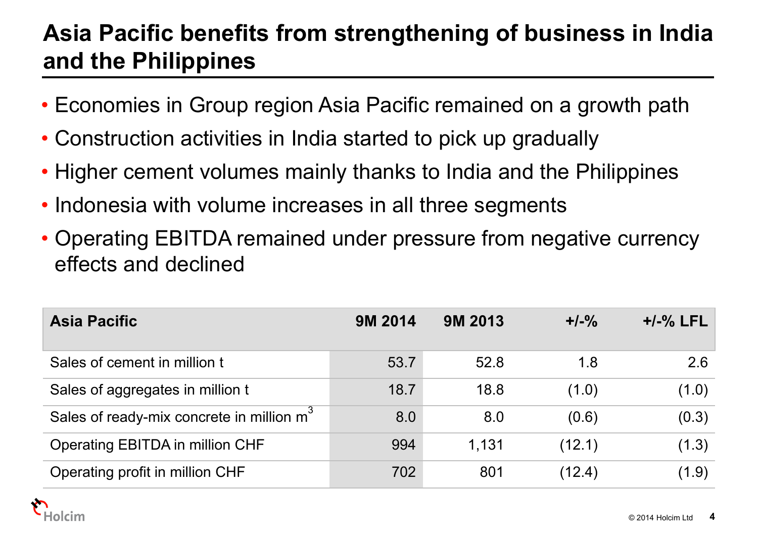# Asia Pacific benefits from strengthening of business in India and the Philippines

- Economies in Group region Asia Pacific remained on a growth path
- Construction activities in India started to pick up gradually
- Higher cement volumes mainly thanks to India and the Philippines
- Indonesia with volume increases in all three segments
- Operating EBITDA remained under pressure from negative currency effects and declined

| Asia Pacific | 9M 2014 | 9M 2013 | +/-% | +/-% LFL |
|---|---|---|---|---|
| Sales of cement in million t | 53.7 | 52.8 | 1.8 | 2.6 |
| Sales of aggregates in million t | 18.7 | 18.8 | (1.0) | (1.0) |
| Sales of ready-mix concrete in million $m^3$ | 8.0 | 8.0 | (0.6) | (0.3) |
| Operating EBITDA in million CHF | 994 | 1,131 | (12.1) | (1.3) |
| Operating profit in million CHF | 702 | 801 | (12.4) | (1.9) |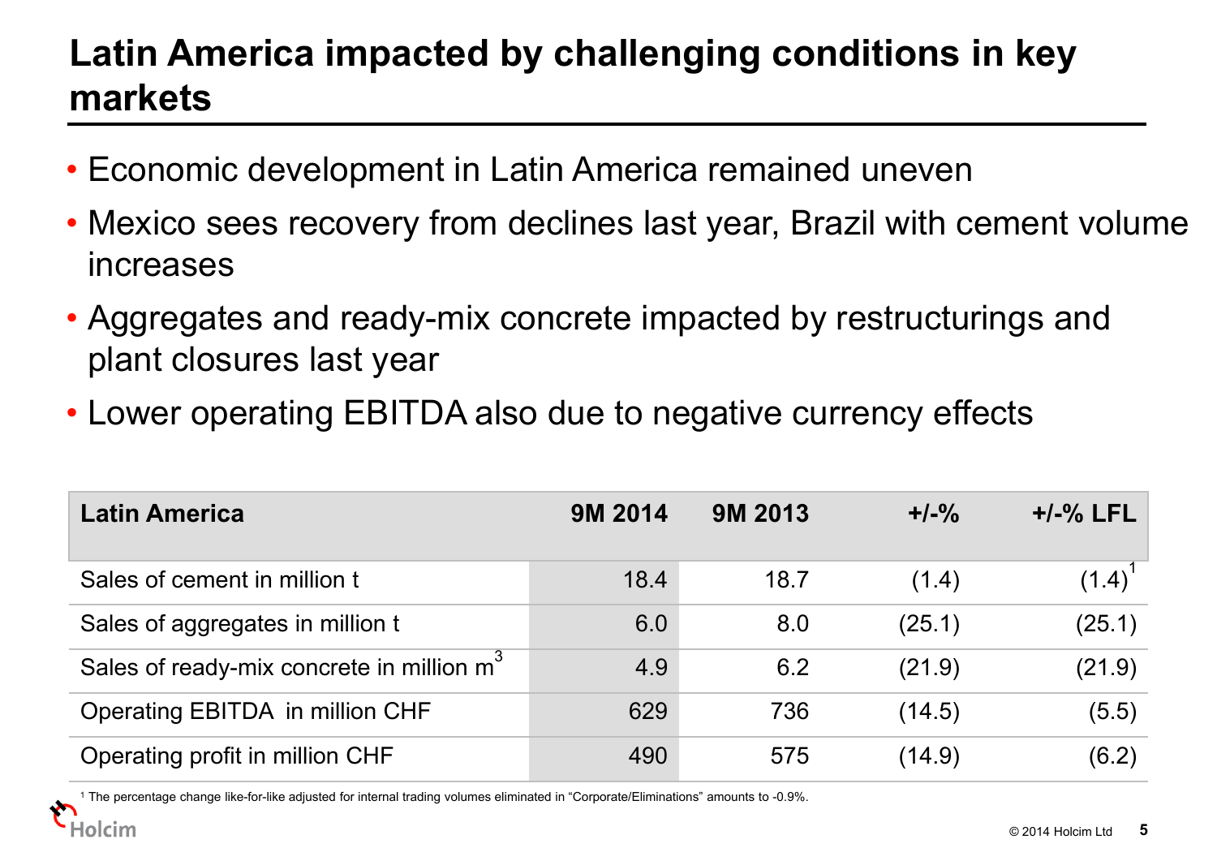# Latin America impacted by challenging conditions in key markets

- Economic development in Latin America remained uneven
- Mexico sees recovery from declines last year, Brazil with cement volume increases
- Aggregates and ready-mix concrete impacted by restructurings and plant closures last year
- Lower operating EBITDA also due to negative currency effects

| Latin America | 9M 2014 | 9M 2013 | +/-% | +/-% LFL |
|---|---|---|---|---|
| Sales of cement in million t | 18.4 | 18.7 | (1.4) | (1.4)[1] |
| Sales of aggregates in million t | 6.0 | 8.0 | (25.1) | (25.1) |
| Sales of ready-mix concrete in million $m^3$ | 4.9 | 6.2 | (21.9) | (21.9) |
| Operating EBITDA in million CHF | 629 | 736 | (14.5) | (5.5) |
| Operating profit in million CHF | 490 | 575 | (14.9) | (6.2) |

[1] The percentage change like-for-like adjusted for internal trading volumes eliminated in "Corporate/Eliminations" amounts to -0.9%.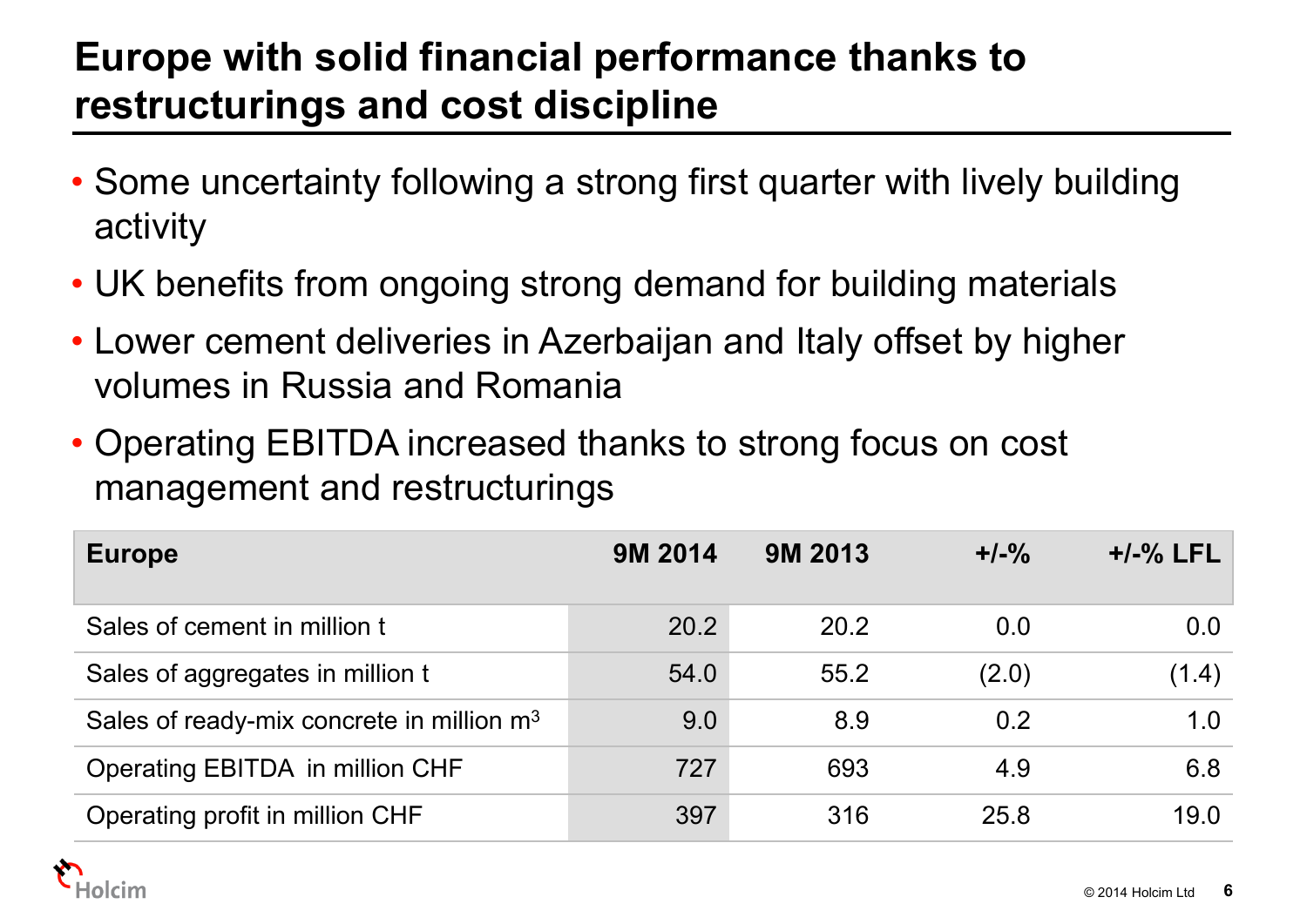# Europe with solid financial performance thanks to restructurings and cost discipline

- Some uncertainty following a strong first quarter with lively building activity
- UK benefits from ongoing strong demand for building materials
- Lower cement deliveries in Azerbaijan and Italy offset by higher volumes in Russia and Romania
- Operating EBITDA increased thanks to strong focus on cost management and restructurings

| Europe | 9M 2014 | 9M 2013 | +/-% | +/-% LFL |
|---|---|---|---|---|
| Sales of cement in million t | 20.2 | 20.2 | 0.0 | 0.0 |
| Sales of aggregates in million t | 54.0 | 55.2 | (2.0) | (1.4) |
| Sales of ready-mix concrete in million $m^3$ | 9.0 | 8.9 | 0.2 | 1.0 |
| Operating EBITDA in million CHF | 727 | 693 | 4.9 | 6.8 |
| Operating profit in million CHF | 397 | 316 | 25.8 | 19.0 |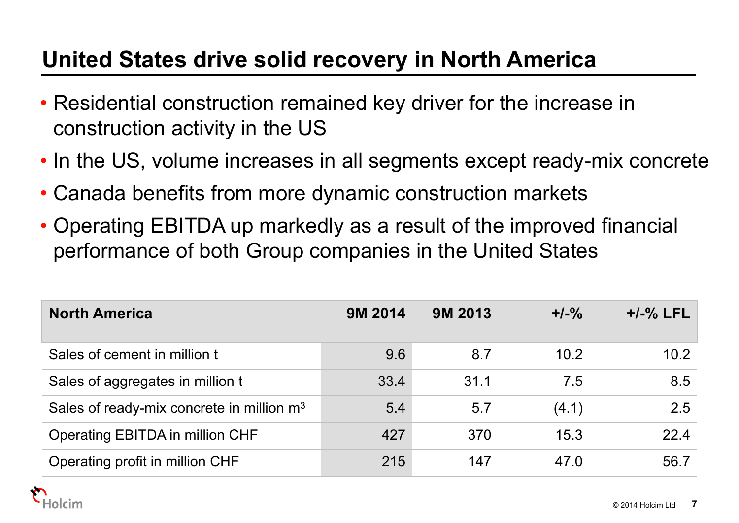# United States drive solid recovery in North America

- Residential construction remained key driver for the increase in construction activity in the US
- In the US, volume increases in all segments except ready-mix concrete
- Canada benefits from more dynamic construction markets
- Operating EBITDA up markedly as a result of the improved financial performance of both Group companies in the United States

| North America | 9M 2014 | 9M 2013 | +/-% | +/-% LFL |
|---|---|---|---|---|
| Sales of cement in million t | 9.6 | 8.7 | 10.2 | 10.2 |
| Sales of aggregates in million t | 33.4 | 31.1 | 7.5 | 8.5 |
| Sales of ready-mix concrete in million $m^3$ | 5.4 | 5.7 | (4.1) | 2.5 |
| Operating EBITDA in million CHF | 427 | 370 | 15.3 | 22.4 |
| Operating profit in million CHF | 215 | 147 | 47.0 | 56.7 |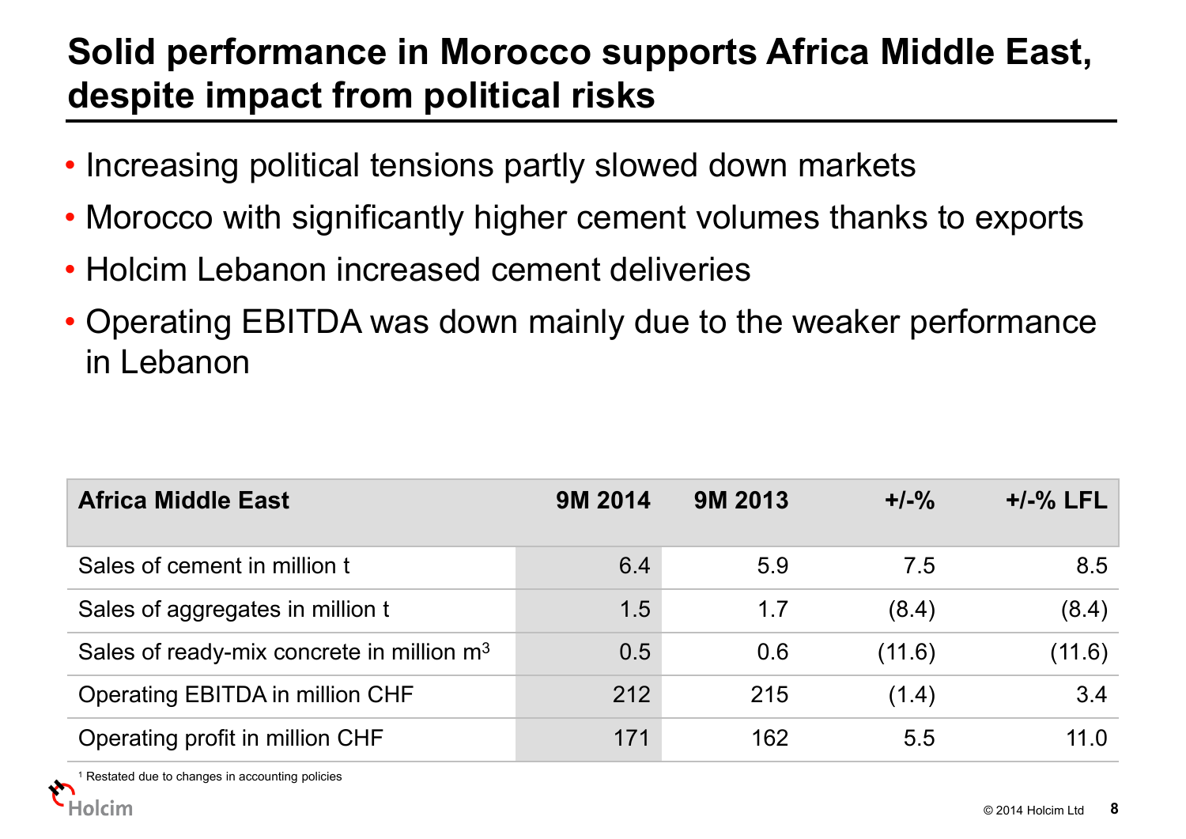# Solid performance in Morocco supports Africa Middle East, despite impact from political risks

- Increasing political tensions partly slowed down markets
- Morocco with significantly higher cement volumes thanks to exports
- Holcim Lebanon increased cement deliveries
- Operating EBITDA was down mainly due to the weaker performance in Lebanon

| Africa Middle East | 9M 2014 | 9M 2013 | +/-% | +/-% LFL |
|---|---|---|---|---|
| Sales of cement in million t | 6.4 | 5.9 | 7.5 | 8.5 |
| Sales of aggregates in million t | 1.5 | 1.7 | (8.4) | (8.4) |
| Sales of ready-mix concrete in million $m^3$ | 0.5 | 0.6 | (11.6) | (11.6) |
| Operating EBITDA in million CHF | 212 | 215 | (1.4) | 3.4 |
| Operating profit in million CHF | 171 | 162 | 5.5 | 11.0 |

[1] Restated due to changes in accounting policies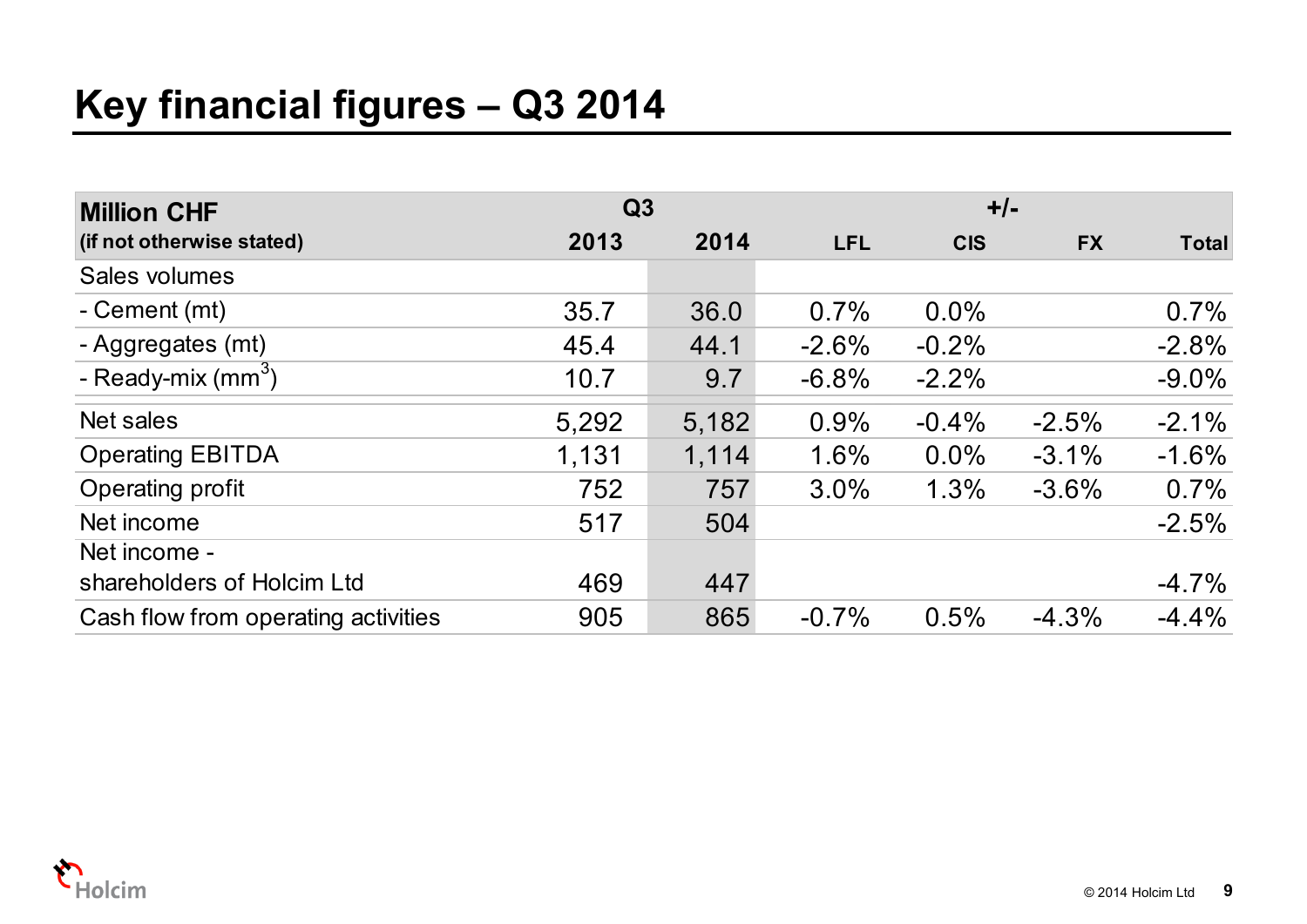# Key financial figures – Q3 2014

| Million CHF (if not otherwise stated) | Q3 2013 | Q3 2014 | +/- LFL | +/- CIS | +/- FX | +/- Total |
|---|---|---|---|---|---|---|
| Sales volumes | | | | | | |
| - Cement (mt) | 35.7 | 36.0 | 0.7% | 0.0% | | 0.7% |
| - Aggregates (mt) | 45.4 | 44.1 | -2.6% | -0.2% | | -2.8% |
| - Ready-mix ($mm^3$) | 10.7 | 9.7 | -6.8% | -2.2% | | -9.0% |
| Net sales | 5,292 | 5,182 | 0.9% | -0.4% | -2.5% | -2.1% |
| Operating EBITDA | 1,131 | 1,114 | 1.6% | 0.0% | -3.1% | -1.6% |
| Operating profit | 752 | 757 | 3.0% | 1.3% | -3.6% | 0.7% |
| Net income | 517 | 504 | | | | -2.5% |
| Net income - shareholders of Holcim Ltd | 469 | 447 | | | | -4.7% |
| Cash flow from operating activities | 905 | 865 | -0.7% | 0.5% | -4.3% | -4.4% |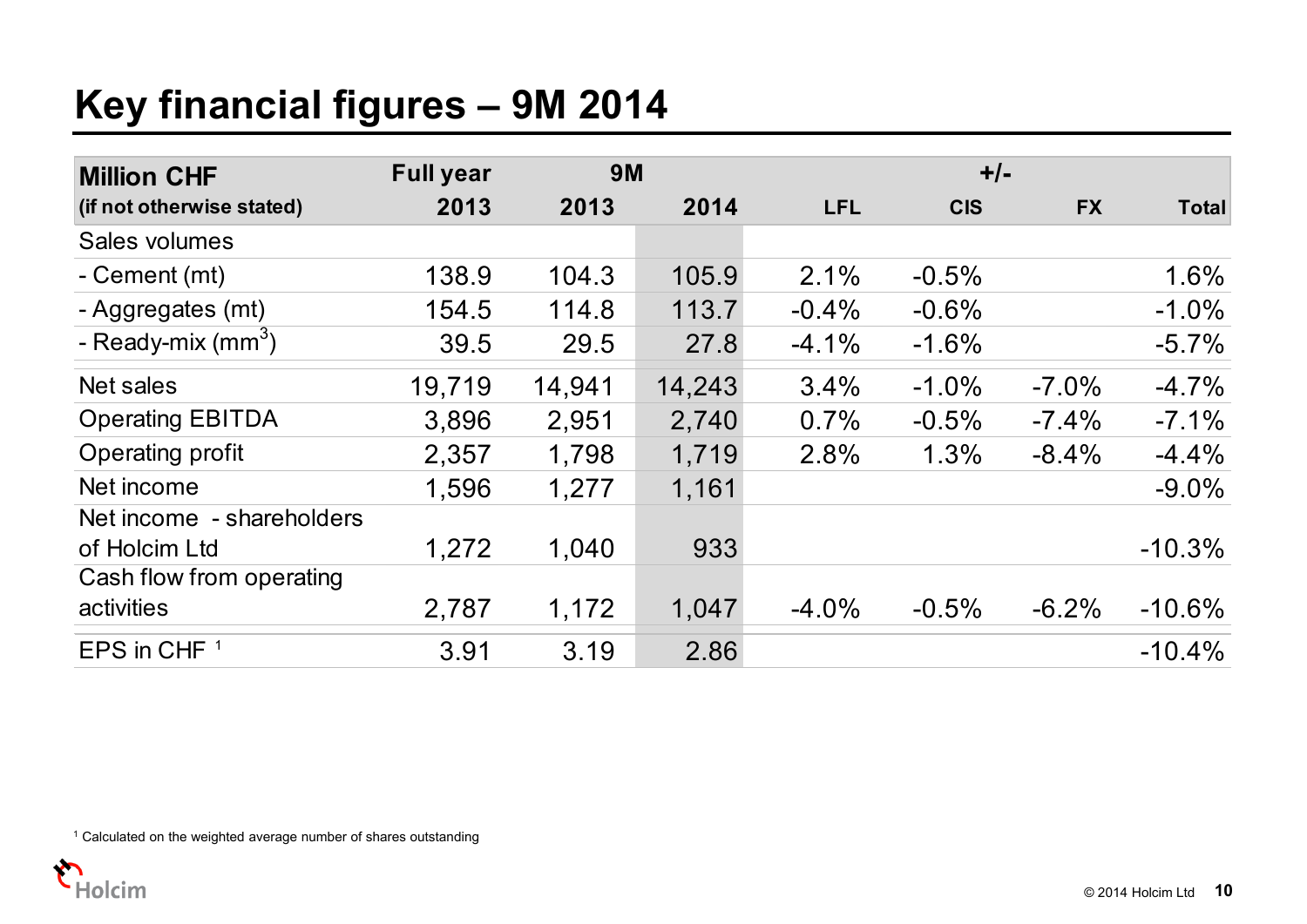# Key financial figures – 9M 2014

| Million CHF (if not otherwise stated) | Full year 2013 | 9M 2013 | 9M 2014 | +/- LFL | +/- CIS | +/- FX | +/- Total |
|---|---|---|---|---|---|---|---|
| Sales volumes | | | | | | | |
| - Cement (mt) | 138.9 | 104.3 | 105.9 | 2.1% | -0.5% | | 1.6% |
| - Aggregates (mt) | 154.5 | 114.8 | 113.7 | -0.4% | -0.6% | | -1.0% |
| - Ready-mix ($mm^3$) | 39.5 | 29.5 | 27.8 | -4.1% | -1.6% | | -5.7% |
| Net sales | 19,719 | 14,941 | 14,243 | 3.4% | -1.0% | -7.0% | -4.7% |
| Operating EBITDA | 3,896 | 2,951 | 2,740 | 0.7% | -0.5% | -7.4% | -7.1% |
| Operating profit | 2,357 | 1,798 | 1,719 | 2.8% | 1.3% | -8.4% | -4.4% |
| Net income | 1,596 | 1,277 | 1,161 | | | | -9.0% |
| Net income - shareholders of Holcim Ltd | 1,272 | 1,040 | 933 | | | | -10.3% |
| Cash flow from operating activities | 2,787 | 1,172 | 1,047 | -4.0% | -0.5% | -6.2% | -10.6% |
| EPS in CHF [1] | 3.91 | 3.19 | 2.86 | | | | -10.4% |

[1] Calculated on the weighted average number of shares outstanding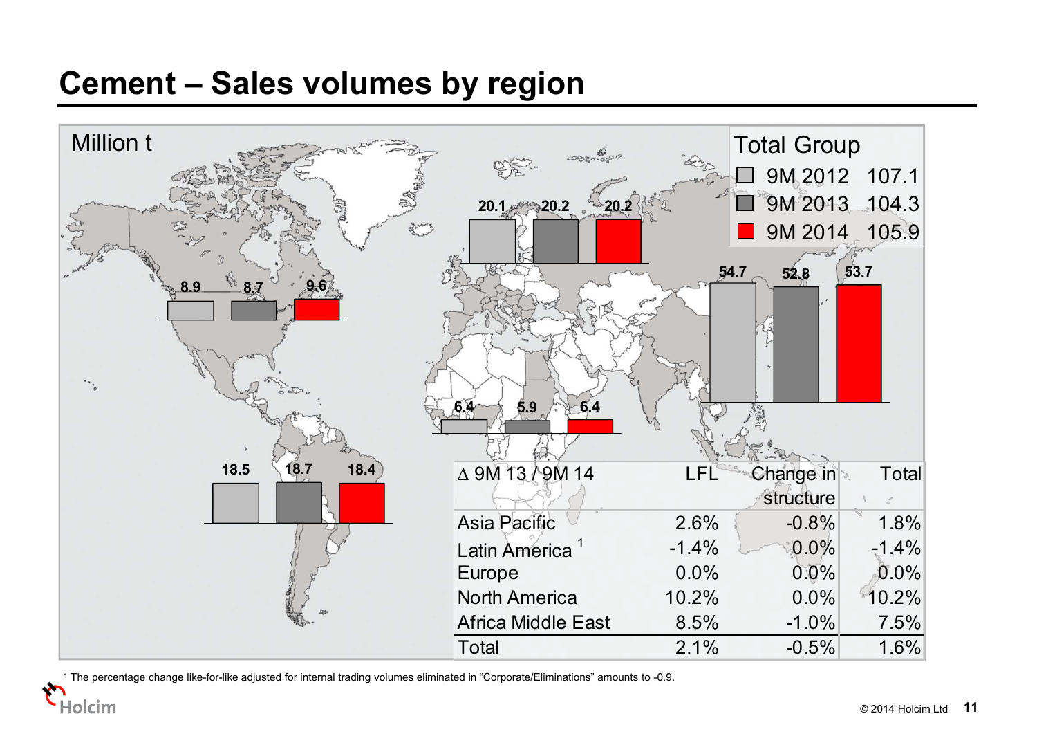# Cement – Sales volumes by region

Million t

| Region | 9M 2012 | 9M 2013 | 9M 2014 |
|---|---|---|---|
| North America | 8.9 | 8.7 | 9.6 |
| Latin America | 18.5 | 18.7 | 18.4 |
| Europe | 20.1 | 20.2 | 20.2 |
| Africa Middle East | 6.4 | 5.9 | 6.4 |
| Asia Pacific | 54.7 | 52.8 | 53.7 |

**Total Group**

| | |
|---|---|
| 9M 2012 | 107.1 |
| 9M 2013 | 104.3 |
| 9M 2014 | 105.9 |

| Δ 9M 13 / 9M 14 | LFL | Change in structure | Total |
|---|---|---|---|
| Asia Pacific | 2.6% | -0.8% | 1.8% |
| Latin America [1] | -1.4% | 0.0% | -1.4% |
| Europe | 0.0% | 0.0% | 0.0% |
| North America | 10.2% | 0.0% | 10.2% |
| Africa Middle East | 8.5% | -1.0% | 7.5% |
| Total | 2.1% | -0.5% | 1.6% |

[1] The percentage change like-for-like adjusted for internal trading volumes eliminated in "Corporate/Eliminations" amounts to -0.9.

Holcim

© 2014 Holcim Ltd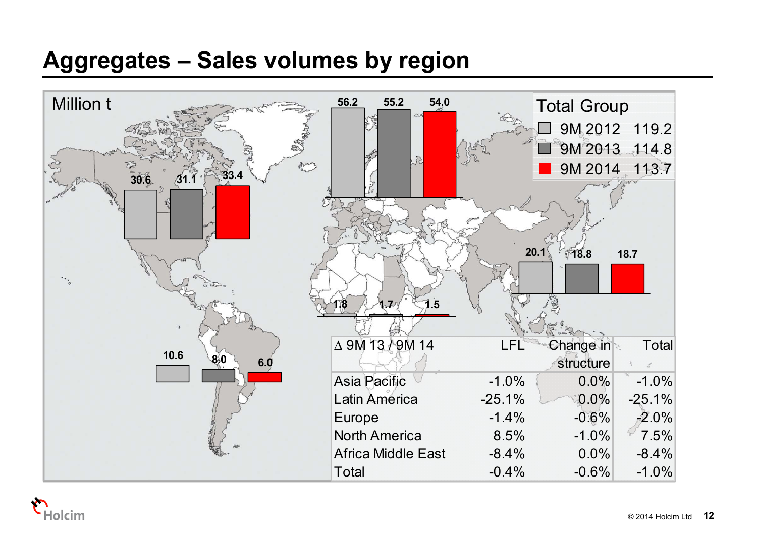# Aggregates – Sales volumes by region

Million t

| Region | 9M 2012 | 9M 2013 | 9M 2014 |
|---|---|---|---|
| North America | 30.6 | 31.1 | 33.4 |
| Europe | 56.2 | 55.2 | 54.0 |
| Asia Pacific | 20.1 | 18.8 | 18.7 |
| Africa Middle East | 1.8 | 1.7 | 1.5 |
| Latin America | 10.6 | 8.0 | 6.0 |

**Total Group**

| | |
|---|---|
| 9M 2012 | 119.2 |
| 9M 2013 | 114.8 |
| 9M 2014 | 113.7 |

| Δ 9M 13 / 9M 14 | LFL | Change in structure | Total |
|---|---|---|---|
| Asia Pacific | -1.0% | 0.0% | -1.0% |
| Latin America | -25.1% | 0.0% | -25.1% |
| Europe | -1.4% | -0.6% | -2.0% |
| North America | 8.5% | -1.0% | 7.5% |
| Africa Middle East | -8.4% | 0.0% | -8.4% |
| Total | -0.4% | -0.6% | -1.0% |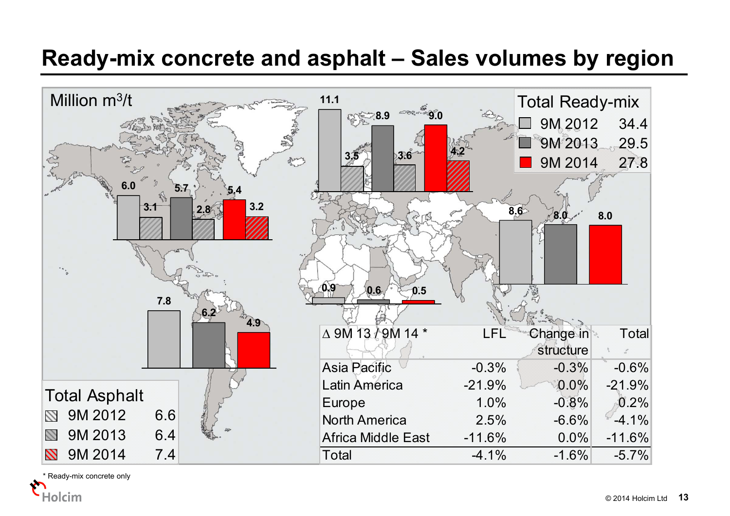# Ready-mix concrete and asphalt – Sales volumes by region

Million $m^3$/t

| Region | Ready-mix 9M 2012 | Ready-mix 9M 2013 | Ready-mix 9M 2014 | Asphalt 9M 2012 | Asphalt 9M 2013 | Asphalt 9M 2014 |
|---|---|---|---|---|---|---|
| North America | 6.0 | 5.7 | 5.4 | 3.1 | 2.8 | 3.2 |
| Latin America | 7.8 | 6.2 | 4.9 | | | |
| Europe | 11.1 | 8.9 | 9.0 | 3.5 | 3.6 | 4.2 |
| Africa Middle East | 0.9 | 0.6 | 0.5 | | | |
| Asia Pacific | 8.6 | 8.0 | 8.0 | | | |

**Total Ready-mix**

| | |
|---|---|
| 9M 2012 | 34.4 |
| 9M 2013 | 29.5 |
| 9M 2014 | 27.8 |

**Total Asphalt**

| | |
|---|---|
| 9M 2012 | 6.6 |
| 9M 2013 | 6.4 |
| 9M 2014 | 7.4 |

| ∆ 9M 13 / 9M 14 * | LFL | Change in structure | Total |
|---|---|---|---|
| Asia Pacific | -0.3% | -0.3% | -0.6% |
| Latin America | -21.9% | 0.0% | -21.9% |
| Europe | 1.0% | -0.8% | 0.2% |
| North America | 2.5% | -6.6% | -4.1% |
| Africa Middle East | -11.6% | 0.0% | -11.6% |
| Total | -4.1% | -1.6% | -5.7% |

* Ready-mix concrete only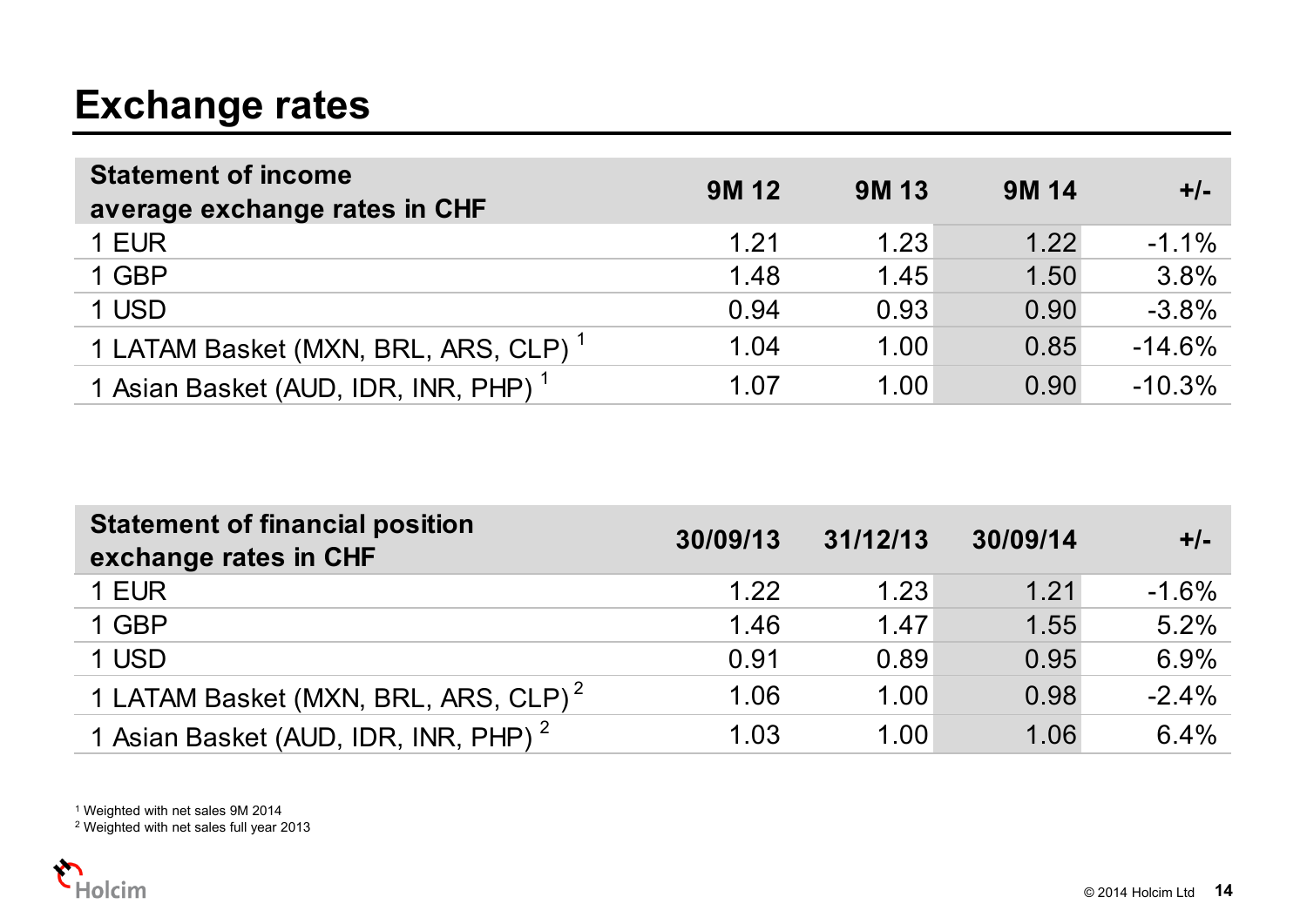# Exchange rates

| Statement of income average exchange rates in CHF | 9M 12 | 9M 13 | 9M 14 | +/- |
|---|---|---|---|---|
| 1 EUR | 1.21 | 1.23 | 1.22 | -1.1% |
| 1 GBP | 1.48 | 1.45 | 1.50 | 3.8% |
| 1 USD | 0.94 | 0.93 | 0.90 | -3.8% |
| 1 LATAM Basket (MXN, BRL, ARS, CLP) [1] | 1.04 | 1.00 | 0.85 | -14.6% |
| 1 Asian Basket (AUD, IDR, INR, PHP) [1] | 1.07 | 1.00 | 0.90 | -10.3% |

| Statement of financial position exchange rates in CHF | 30/09/13 | 31/12/13 | 30/09/14 | +/- |
|---|---|---|---|---|
| 1 EUR | 1.22 | 1.23 | 1.21 | -1.6% |
| 1 GBP | 1.46 | 1.47 | 1.55 | 5.2% |
| 1 USD | 0.91 | 0.89 | 0.95 | 6.9% |
| 1 LATAM Basket (MXN, BRL, ARS, CLP) [2] | 1.06 | 1.00 | 0.98 | -2.4% |
| 1 Asian Basket (AUD, IDR, INR, PHP) [2] | 1.03 | 1.00 | 1.06 | 6.4% |

[1] Weighted with net sales 9M 2014

[2] Weighted with net sales full year 2013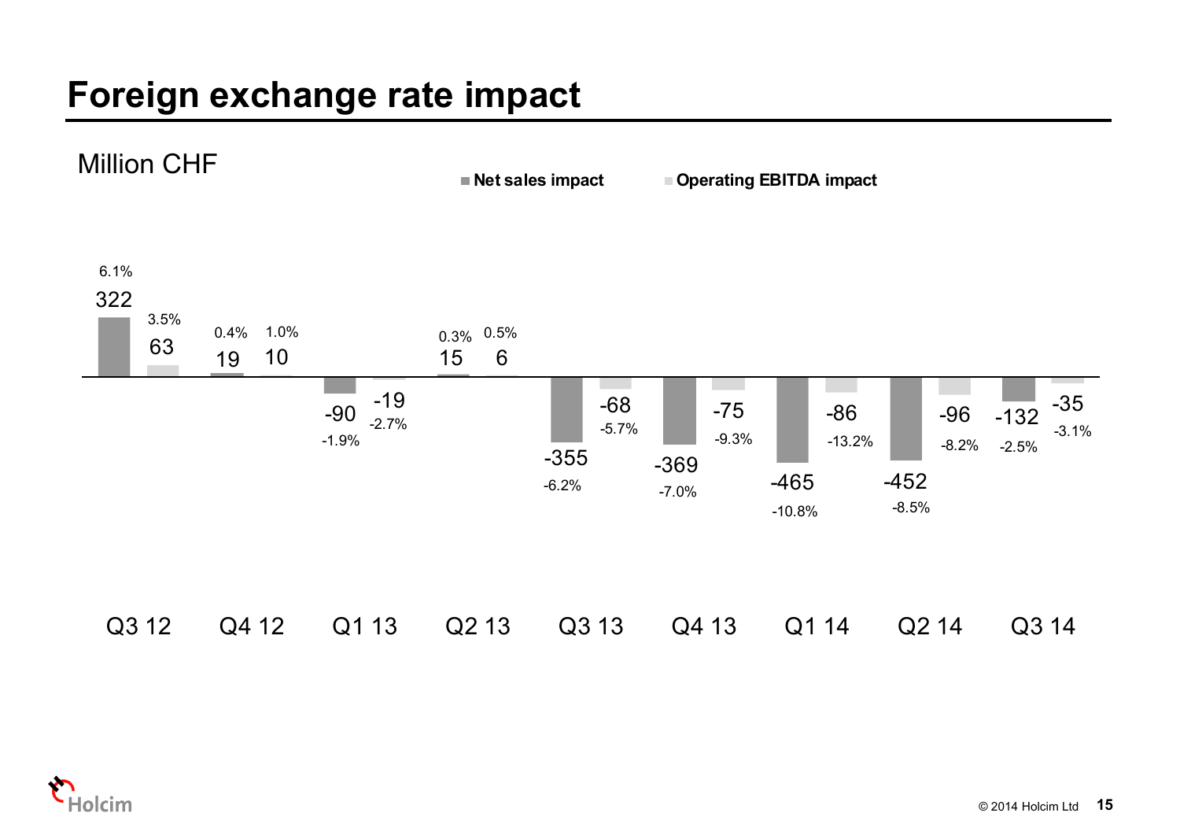# Foreign exchange rate impact

Million CHF

| Quarter | Net sales impact | Net sales impact (%) | Operating EBITDA impact | Operating EBITDA impact (%) |
|---|---|---|---|---|
| Q3 12 | 322 | 6.1% | 63 | 3.5% |
| Q4 12 | 19 | 0.4% | 10 | 1.0% |
| Q1 13 | -90 | -1.9% | -19 | -2.7% |
| Q2 13 | 15 | 0.3% | 6 | 0.5% |
| Q3 13 | -355 | -6.2% | -68 | -5.7% |
| Q4 13 | -369 | -7.0% | -75 | -9.3% |
| Q1 14 | -465 | -10.8% | -86 | -13.2% |
| Q2 14 | -452 | -8.5% | -96 | -8.2% |
| Q3 14 | -132 | -2.5% | -35 | -3.1% |

© 2014 Holcim Ltd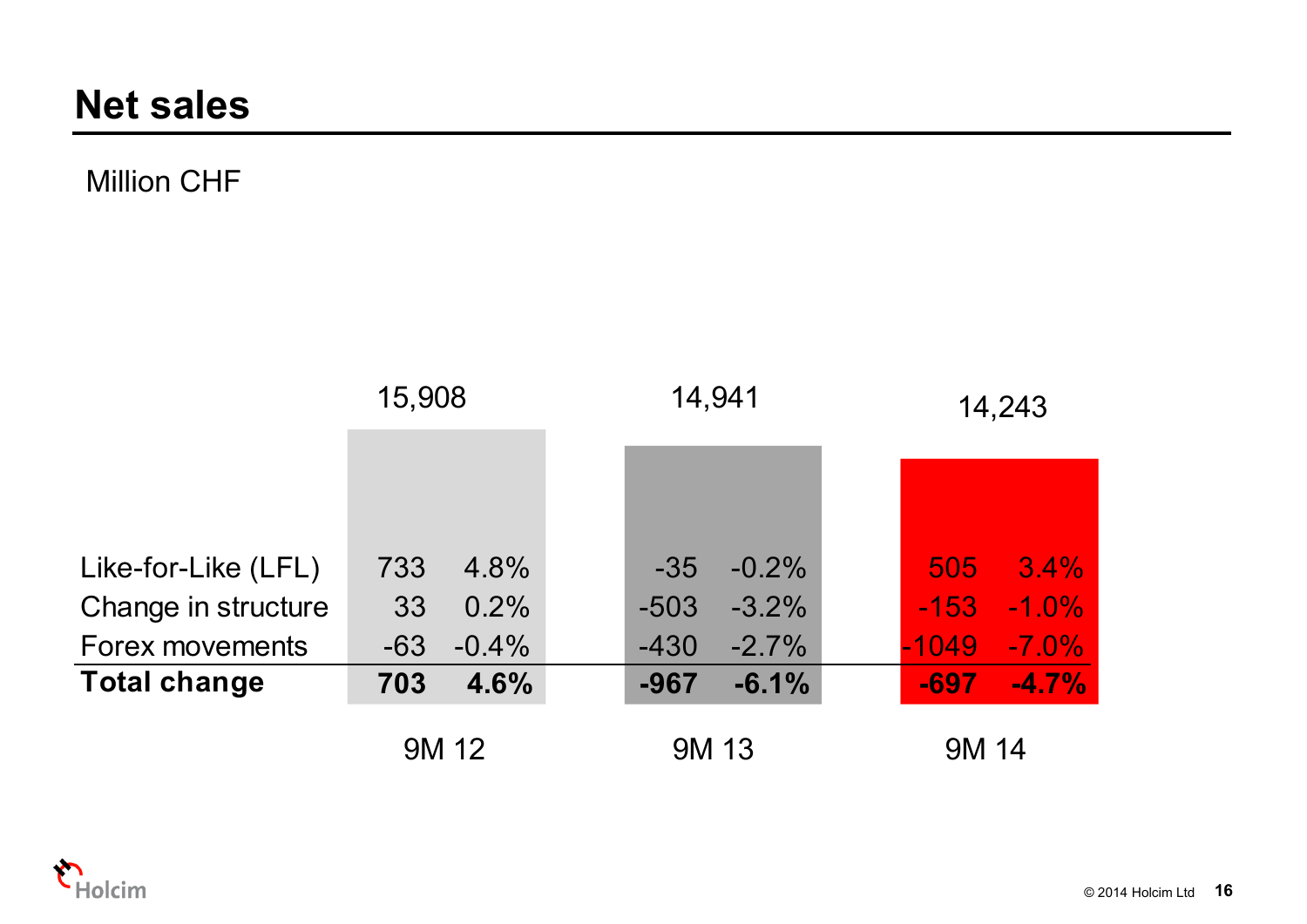## Net sales

Million CHF

| | 9M 12 | | 9M 13 | | 9M 14 | |
|---|---|---|---|---|---|---|
| Net sales | 15,908 | | 14,941 | | 14,243 | |
| Like-for-Like (LFL) | 733 | 4.8% | -35 | -0.2% | 505 | 3.4% |
| Change in structure | 33 | 0.2% | -503 | -3.2% | -153 | -1.0% |
| Forex movements | -63 | -0.4% | -430 | -2.7% | -1049 | -7.0% |
| **Total change** | **703** | **4.6%** | **-967** | **-6.1%** | **-697** | **-4.7%** |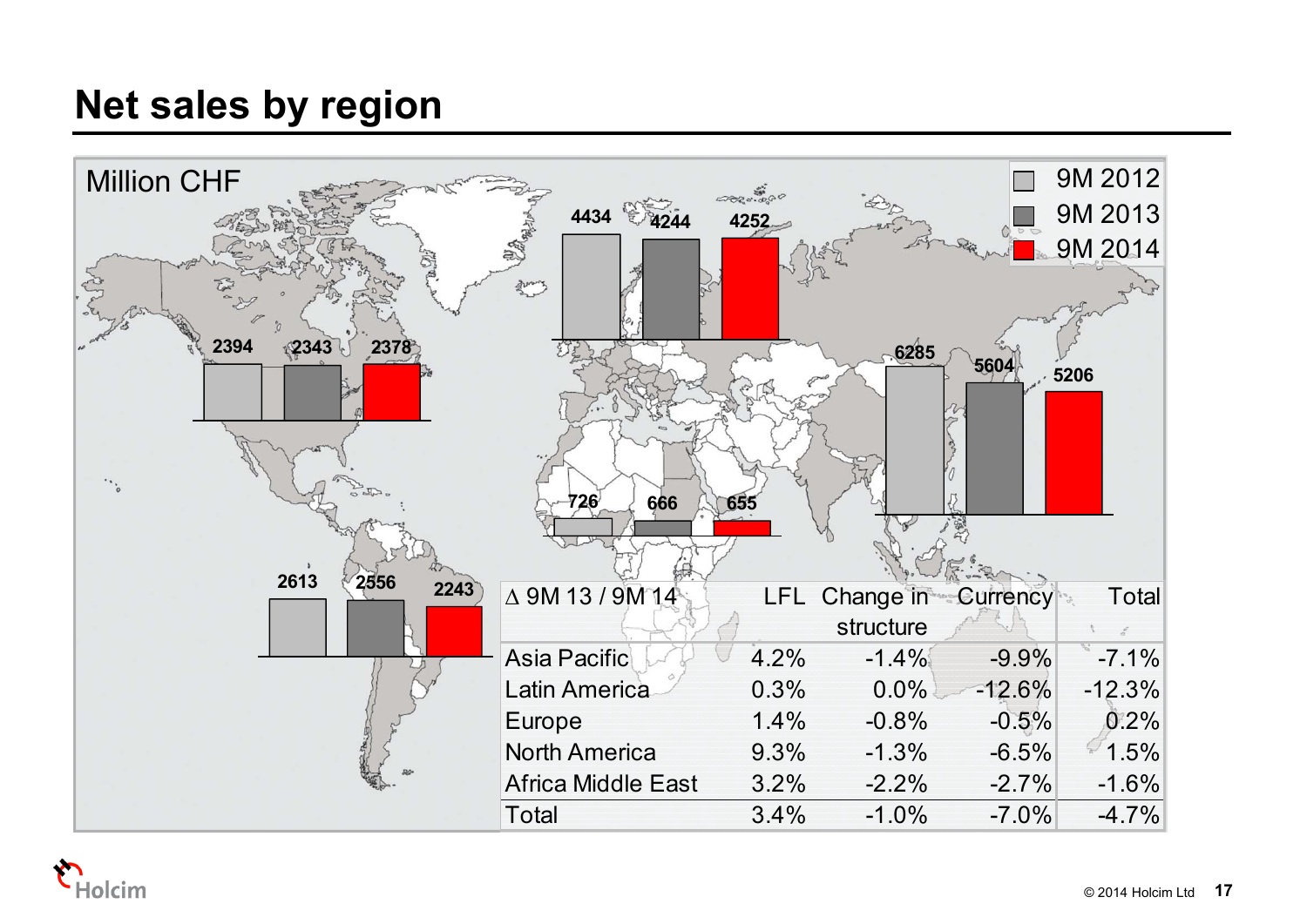# Net sales by region

Million CHF

| Region | 9M 2012 | 9M 2013 | 9M 2014 |
|---|---|---|---|
| North America | 2394 | 2343 | 2378 |
| Latin America | 2613 | 2556 | 2243 |
| Europe | 4434 | 4244 | 4252 |
| Africa Middle East | 726 | 666 | 655 |
| Asia Pacific | 6285 | 5604 | 5206 |

| Δ 9M 13 / 9M 14 | LFL | Change in structure | Currency | Total |
|---|---|---|---|---|
| Asia Pacific | 4.2% | -1.4% | -9.9% | -7.1% |
| Latin America | 0.3% | 0.0% | -12.6% | -12.3% |
| Europe | 1.4% | -0.8% | -0.5% | 0.2% |
| North America | 9.3% | -1.3% | -6.5% | 1.5% |
| Africa Middle East | 3.2% | -2.2% | -2.7% | -1.6% |
| Total | 3.4% | -1.0% | -7.0% | -4.7% |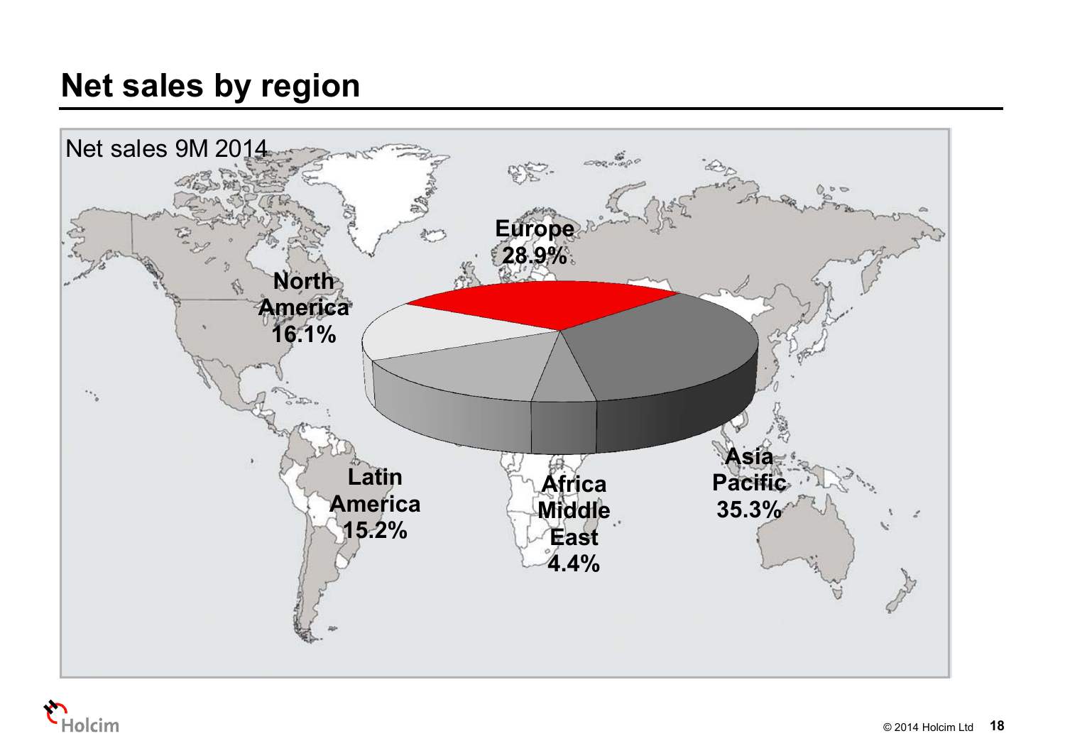# Net sales by region

Net sales 9M 2014

Europe 28.9%

North America 16.1%

Latin America 15.2%

Africa Middle East 4.4%

Asia Pacific 35.3%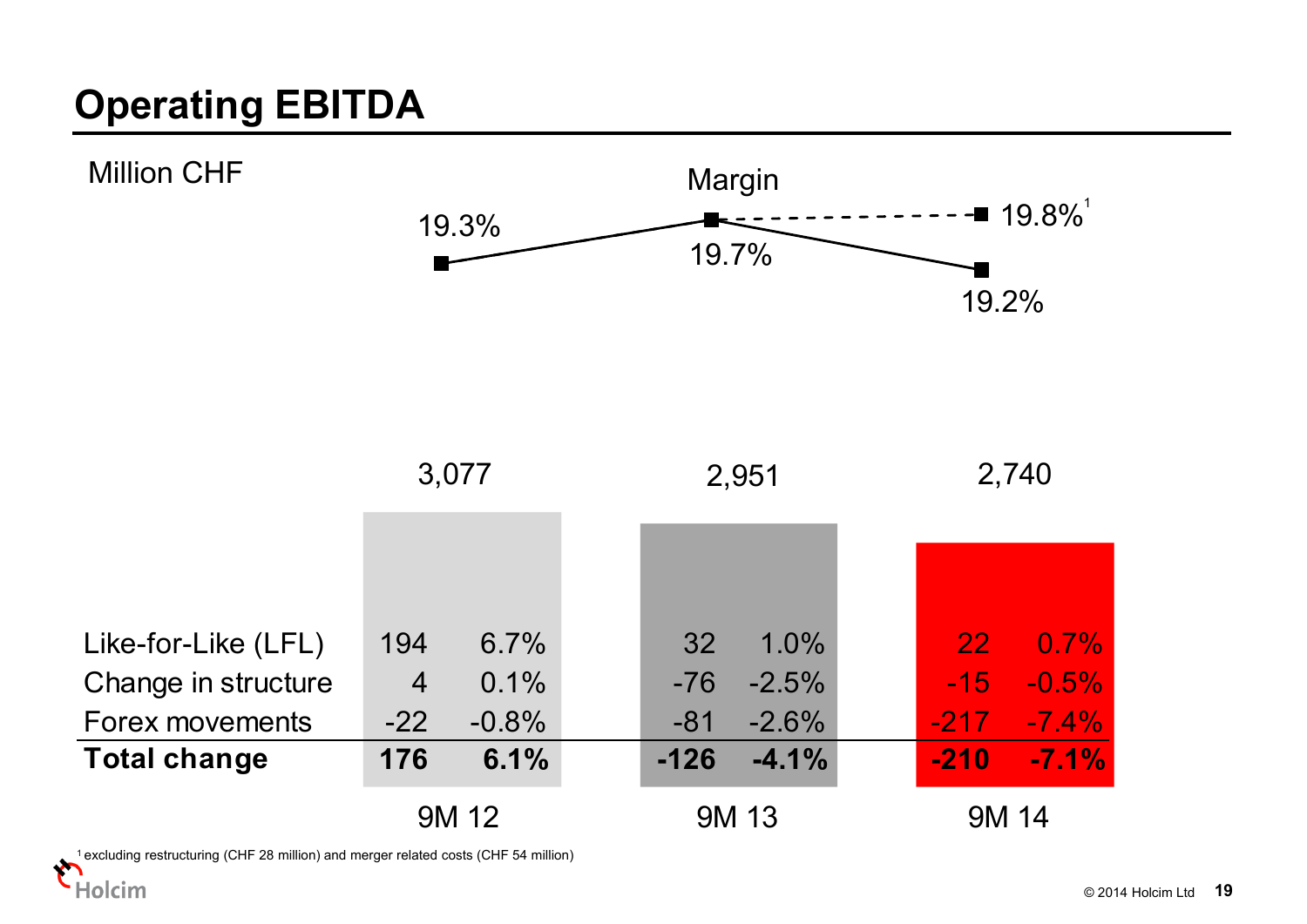# Operating EBITDA

Million CHF

Margin

| | 9M 12 | | 9M 13 | | 9M 14 | |
|---|---|---|---|---|---|---|
| Margin | 19.3% | | 19.7% | | 19.2% (19.8%[1]) | |
| Operating EBITDA | 3,077 | | 2,951 | | 2,740 | |
| Like-for-Like (LFL) | 194 | 6.7% | 32 | 1.0% | 22 | 0.7% |
| Change in structure | 4 | 0.1% | -76 | -2.5% | -15 | -0.5% |
| Forex movements | -22 | -0.8% | -81 | -2.6% | -217 | -7.4% |
| **Total change** | **176** | **6.1%** | **-126** | **-4.1%** | **-210** | **-7.1%** |

[1] excluding restructuring (CHF 28 million) and merger related costs (CHF 54 million)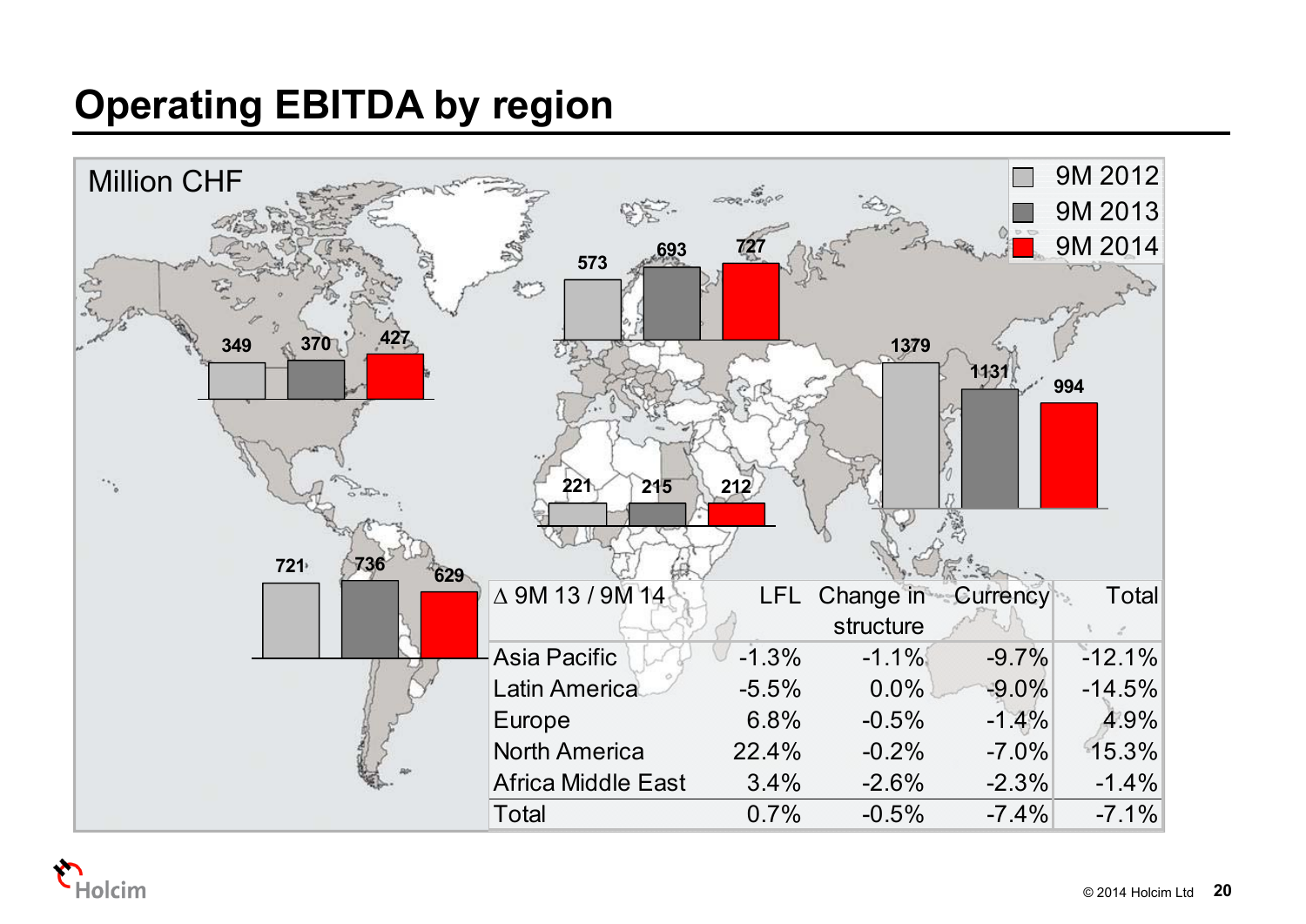# Operating EBITDA by region

Million CHF

| Region | 9M 2012 | 9M 2013 | 9M 2014 |
|---|---|---|---|
| North America | 349 | 370 | 427 |
| Europe | 573 | 693 | 727 |
| Asia Pacific | 1379 | 1131 | 994 |
| Africa Middle East | 221 | 215 | 212 |
| Latin America | 721 | 736 | 629 |

| Δ 9M 13 / 9M 14 | LFL | Change in structure | Currency | Total |
|---|---|---|---|---|
| Asia Pacific | -1.3% | -1.1% | -9.7% | -12.1% |
| Latin America | -5.5% | 0.0% | -9.0% | -14.5% |
| Europe | 6.8% | -0.5% | -1.4% | 4.9% |
| North America | 22.4% | -0.2% | -7.0% | 15.3% |
| Africa Middle East | 3.4% | -2.6% | -2.3% | -1.4% |
| Total | 0.7% | -0.5% | -7.4% | -7.1% |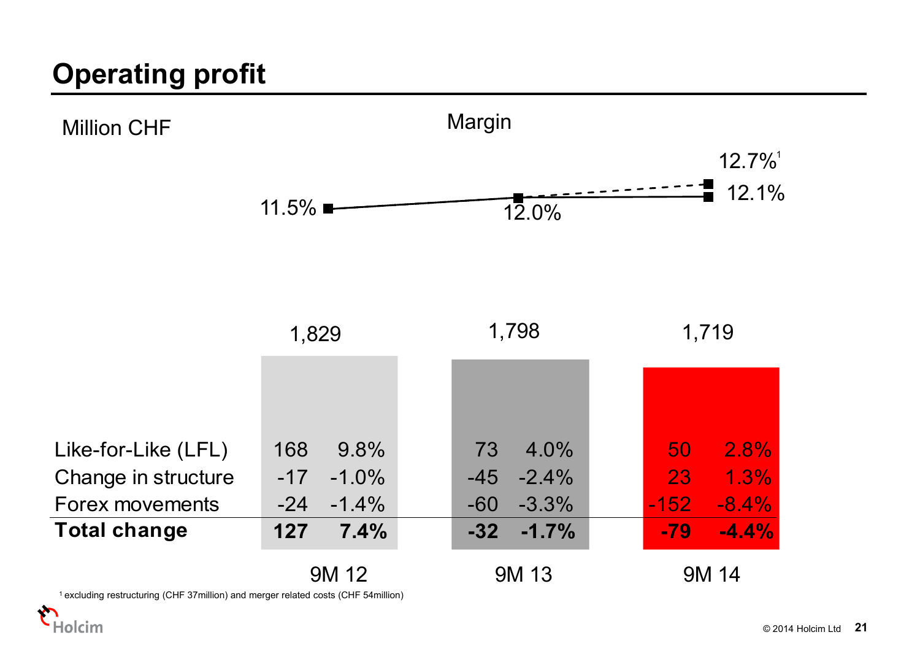# Operating profit

Million CHF

Margin

| | 9M 12 | 9M 13 | 9M 14 |
|---|---|---|---|
| Margin | 11.5% | 12.0% | 12.1% (12.7%[1]) |
| Operating profit | 1,829 | 1,798 | 1,719 |

| | 9M 12 | | 9M 13 | | 9M 14 | |
|---|---|---|---|---|---|---|
| Like-for-Like (LFL) | 168 | 9.8% | 73 | 4.0% | 50 | 2.8% |
| Change in structure | -17 | -1.0% | -45 | -2.4% | 23 | 1.3% |
| Forex movements | -24 | -1.4% | -60 | -3.3% | -152 | -8.4% |
| **Total change** | **127** | **7.4%** | **-32** | **-1.7%** | **-79** | **-4.4%** |

[1] excluding restructuring (CHF 37million) and merger related costs (CHF 54million)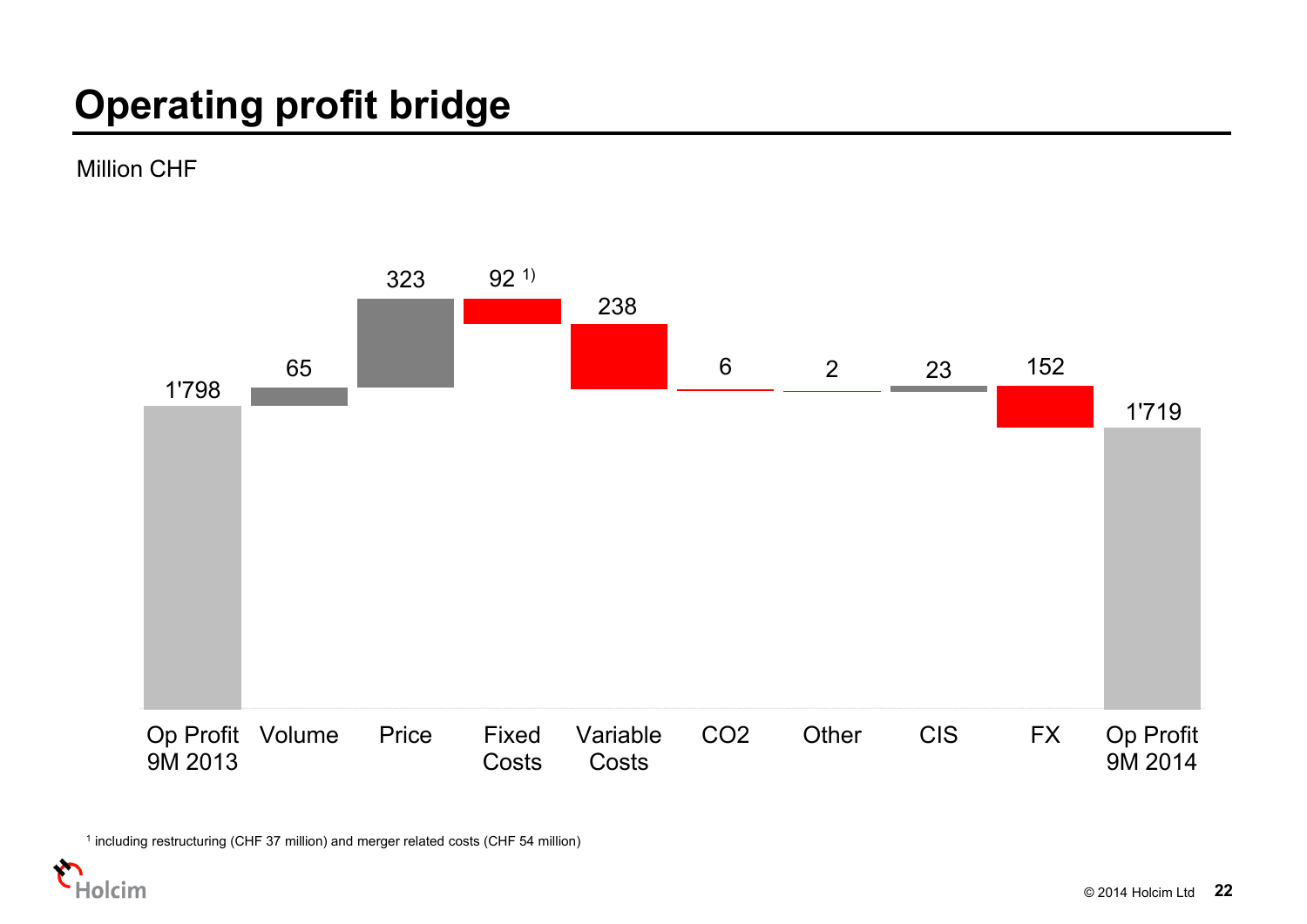# Operating profit bridge

Million CHF

| Op Profit 9M 2013 | Volume | Price | Fixed Costs | Variable Costs | CO2 | Other | CIS | FX | Op Profit 9M 2014 |
|---|---|---|---|---|---|---|---|---|---|
| 1'798 | 65 | 323 | 92 [1] | 238 | 6 | 2 | 23 | 152 | 1'719 |

[1] including restructuring (CHF 37 million) and merger related costs (CHF 54 million)

© 2014 Holcim Ltd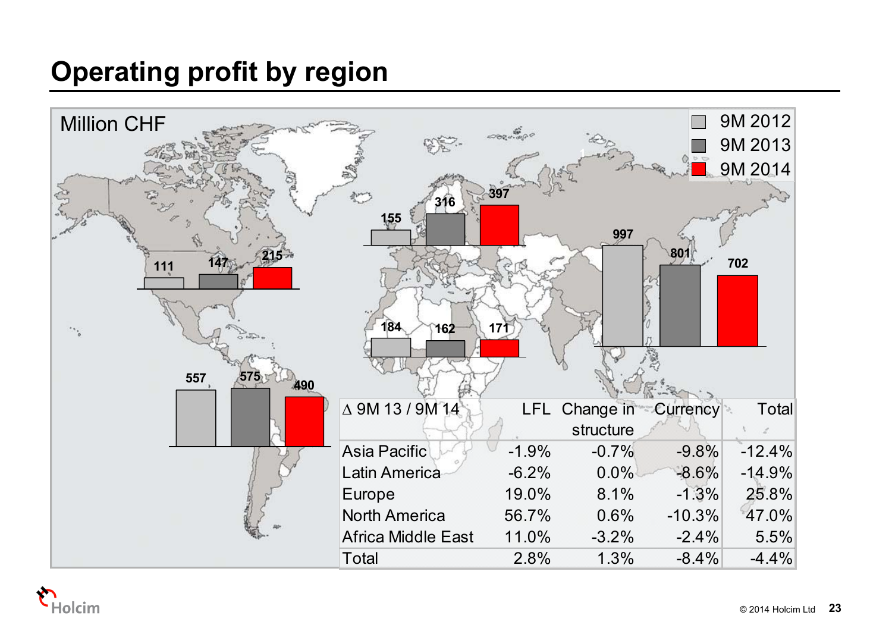# Operating profit by region

Million CHF

| Region | 9M 2012 | 9M 2013 | 9M 2014 |
|---|---|---|---|
| North America | 111 | 147 | 215 |
| Europe | 155 | 316 | 397 |
| Asia Pacific | 997 | 801 | 702 |
| Africa Middle East | 184 | 162 | 171 |
| Latin America | 557 | 575 | 490 |

| Δ 9M 13 / 9M 14 | LFL | Change in structure | Currency | Total |
|---|---|---|---|---|
| Asia Pacific | -1.9% | -0.7% | -9.8% | -12.4% |
| Latin America | -6.2% | 0.0% | -8.6% | -14.9% |
| Europe | 19.0% | 8.1% | -1.3% | 25.8% |
| North America | 56.7% | 0.6% | -10.3% | 47.0% |
| Africa Middle East | 11.0% | -3.2% | -2.4% | 5.5% |
| Total | 2.8% | 1.3% | -8.4% | -4.4% |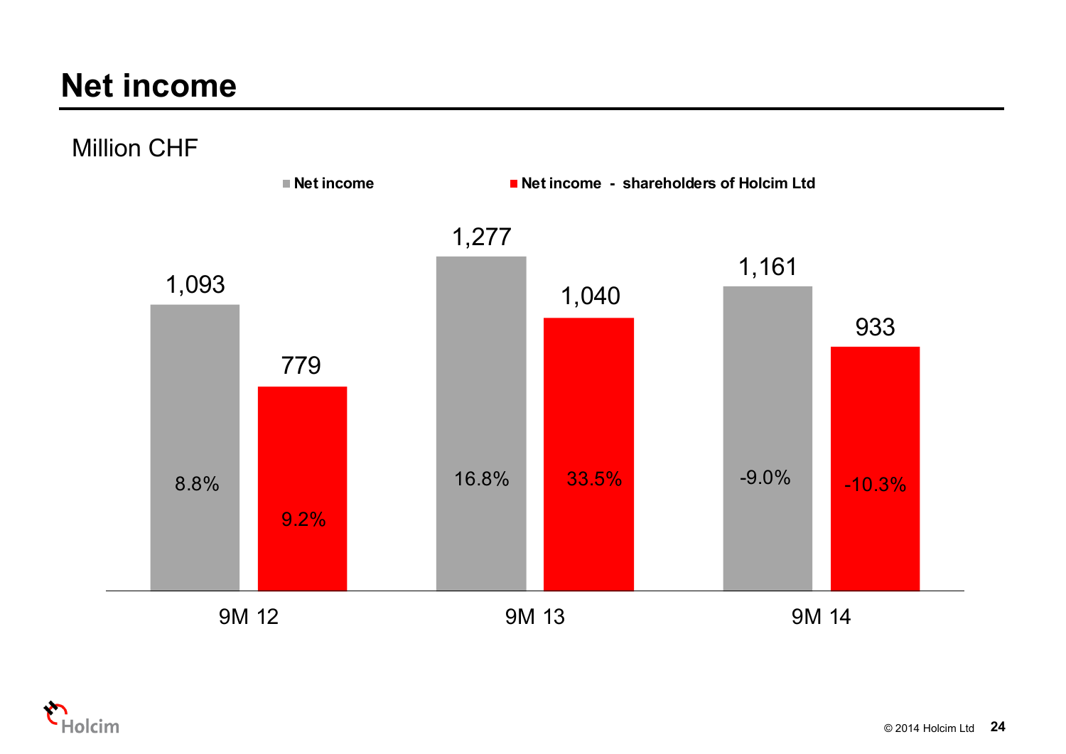# Net income

Million CHF

| | Net income | Net income - shareholders of Holcim Ltd |
|---|---|---|
| 9M 12 | 1,093 (8.8%) | 779 (9.2%) |
| 9M 13 | 1,277 (16.8%) | 1,040 (33.5%) |
| 9M 14 | 1,161 (-9.0%) | 933 (-10.3%) |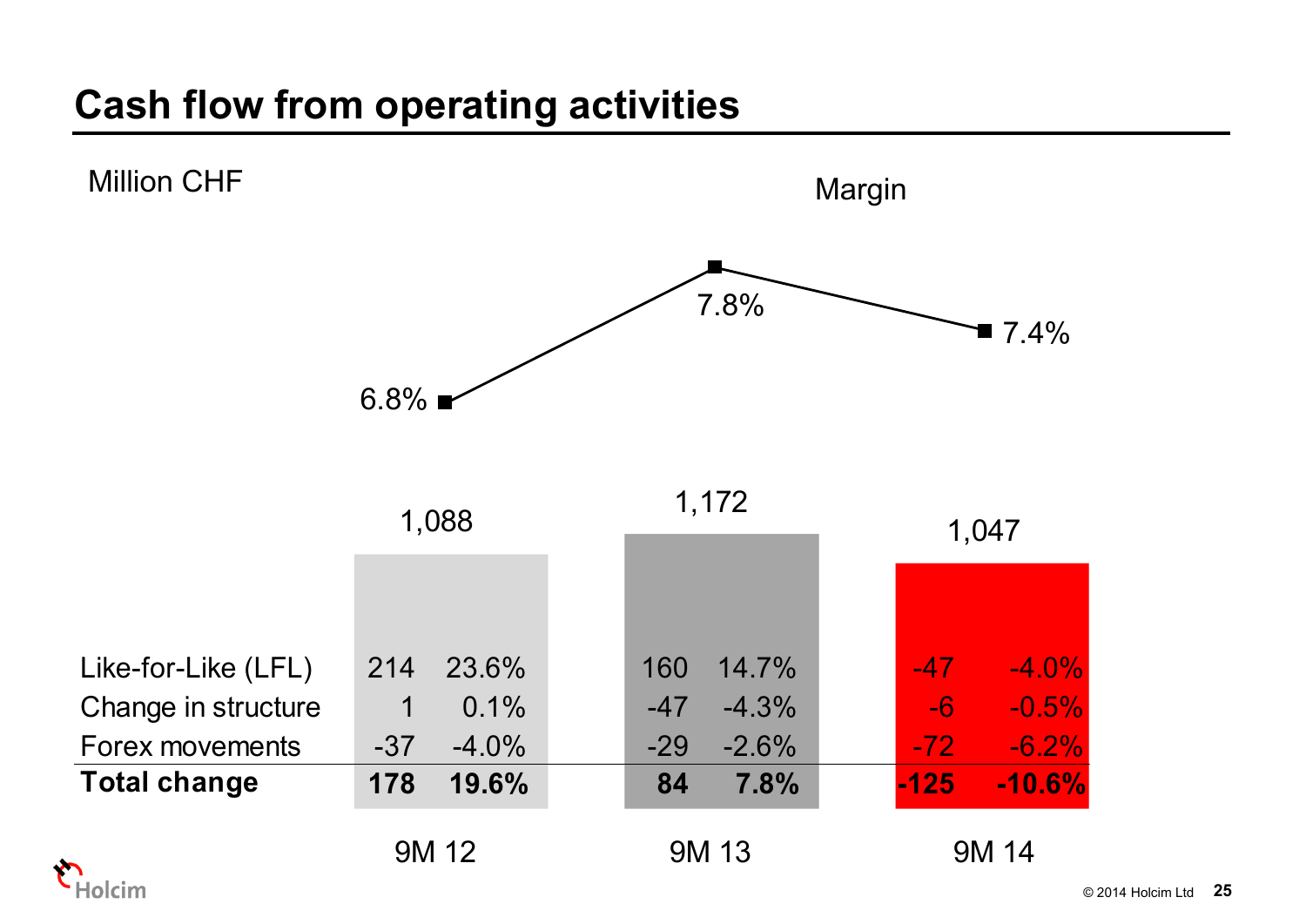# Cash flow from operating activities

Million CHF

Margin

| | 9M 12 | | 9M 13 | | 9M 14 | |
|---|---|---|---|---|---|---|
| Cash flow from operating activities | 1,088 | | 1,172 | | 1,047 | |
| Margin | 6.8% | | 7.8% | | 7.4% | |
| Like-for-Like (LFL) | 214 | 23.6% | 160 | 14.7% | -47 | -4.0% |
| Change in structure | 1 | 0.1% | -47 | -4.3% | -6 | -0.5% |
| Forex movements | -37 | -4.0% | -29 | -2.6% | -72 | -6.2% |
| **Total change** | **178** | **19.6%** | **84** | **7.8%** | **-125** | **-10.6%** |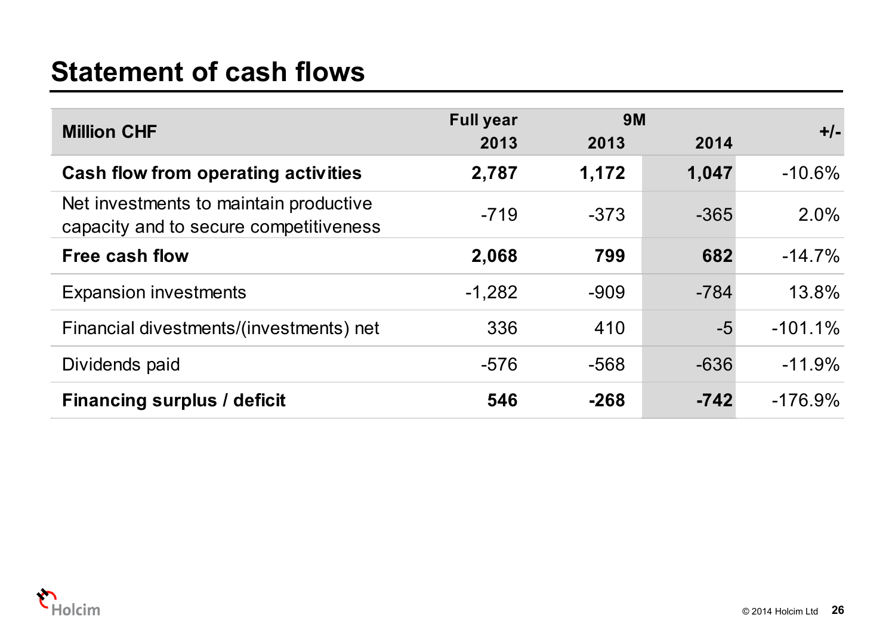# Statement of cash flows

| Million CHF | Full year 2013 | 9M 2013 | 9M 2014 | +/- |
|---|---|---|---|---|
| **Cash flow from operating activities** | **2,787** | **1,172** | **1,047** | -10.6% |
| Net investments to maintain productive capacity and to secure competitiveness | -719 | -373 | -365 | 2.0% |
| **Free cash flow** | **2,068** | **799** | **682** | -14.7% |
| Expansion investments | -1,282 | -909 | -784 | 13.8% |
| Financial divestments/(investments) net | 336 | 410 | -5 | -101.1% |
| Dividends paid | -576 | -568 | -636 | -11.9% |
| **Financing surplus / deficit** | **546** | **-268** | **-742** | -176.9% |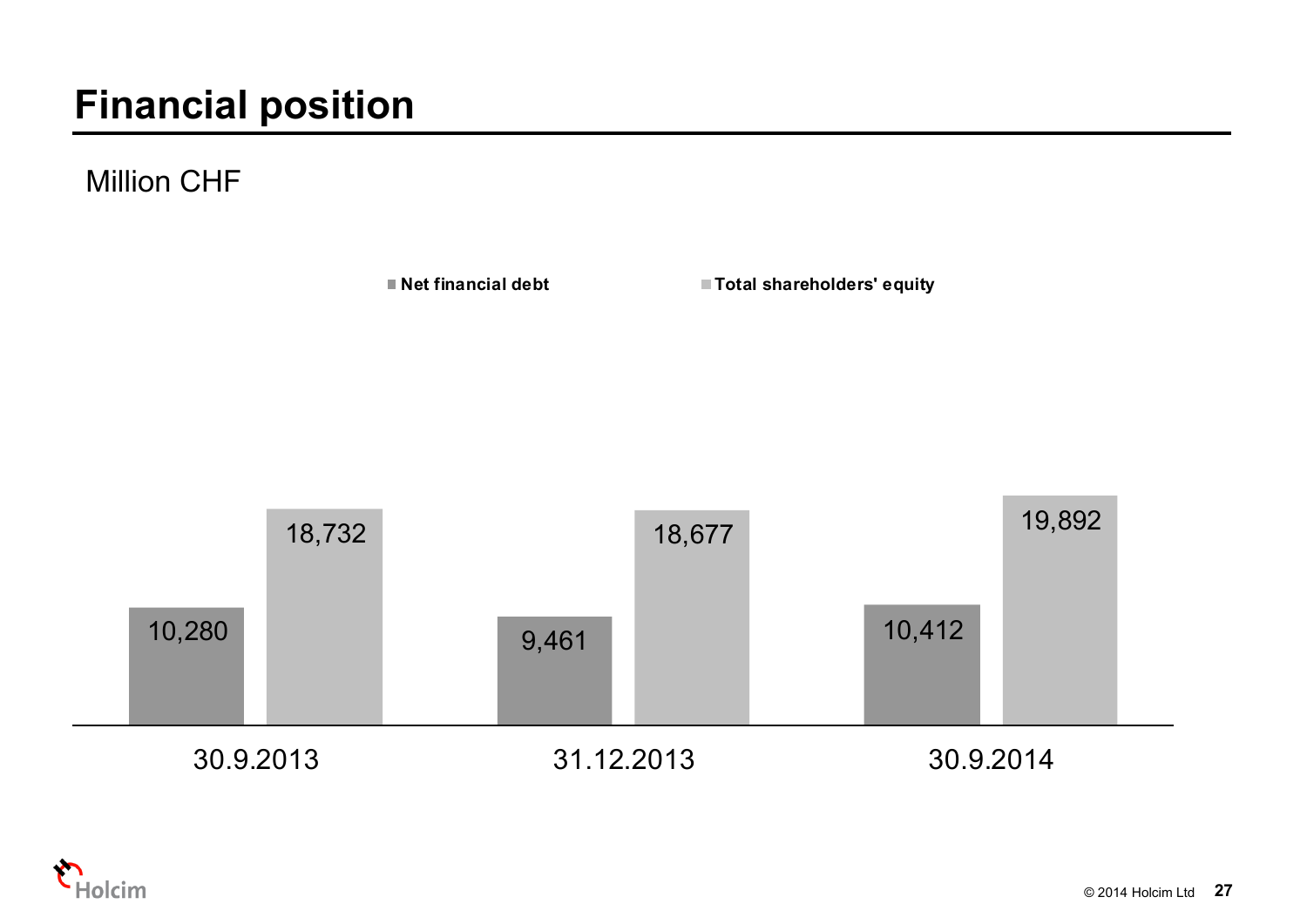# Financial position

Million CHF

| | Net financial debt | Total shareholders' equity |
|---|---|---|
| 30.9.2013 | 10,280 | 18,732 |
| 31.12.2013 | 9,461 | 18,677 |
| 30.9.2014 | 10,412 | 19,892 |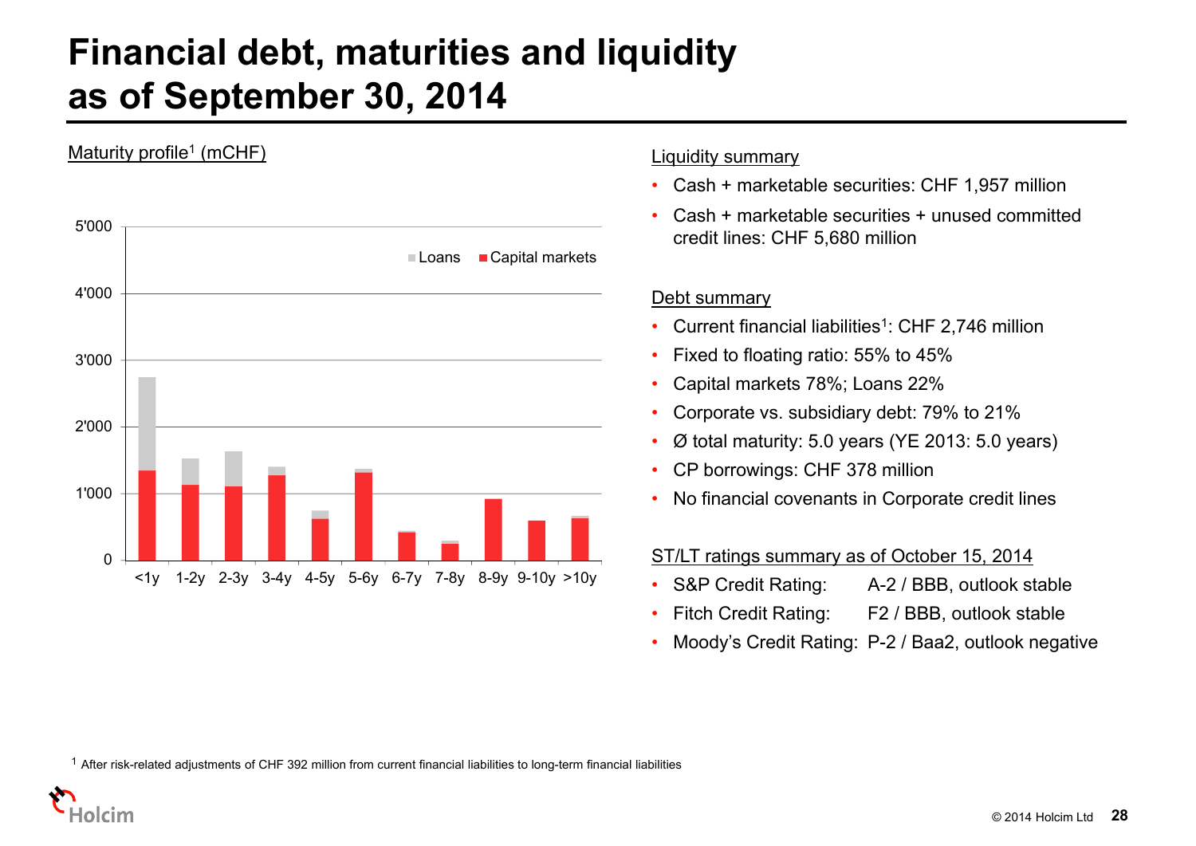# Financial debt, maturities and liquidity as of September 30, 2014

Maturity profile[1] (mCHF)

Loans | Capital markets

5'000
4'000
3'000
2'000
1'000
0

<1y 1-2y 2-3y 3-4y 4-5y 5-6y 6-7y 7-8y 8-9y 9-10y >10y

Liquidity summary

- Cash + marketable securities: CHF 1,957 million
- Cash + marketable securities + unused committed credit lines: CHF 5,680 million

Debt summary

- Current financial liabilities[1]: CHF 2,746 million
- Fixed to floating ratio: 55% to 45%
- Capital markets 78%; Loans 22%
- Corporate vs. subsidiary debt: 79% to 21%
- Ø total maturity: 5.0 years (YE 2013: 5.0 years)
- CP borrowings: CHF 378 million
- No financial covenants in Corporate credit lines

ST/LT ratings summary as of October 15, 2014

- S&P Credit Rating: A-2 / BBB, outlook stable
- Fitch Credit Rating: F2 / BBB, outlook stable
- Moody's Credit Rating: P-2 / Baa2, outlook negative

[1] After risk-related adjustments of CHF 392 million from current financial liabilities to long-term financial liabilities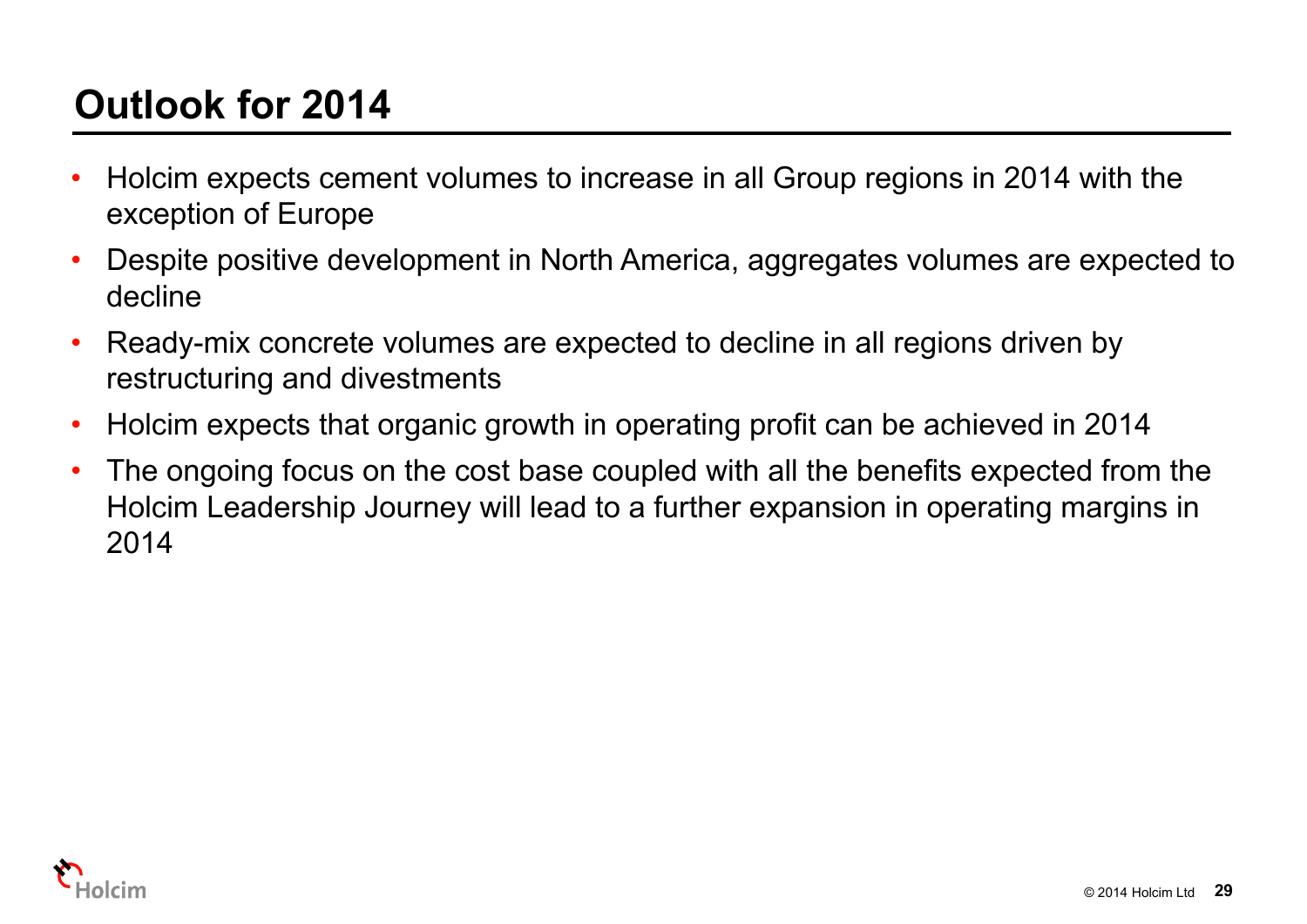# Outlook for 2014

- Holcim expects cement volumes to increase in all Group regions in 2014 with the exception of Europe
- Despite positive development in North America, aggregates volumes are expected to decline
- Ready-mix concrete volumes are expected to decline in all regions driven by restructuring and divestments
- Holcim expects that organic growth in operating profit can be achieved in 2014
- The ongoing focus on the cost base coupled with all the benefits expected from the Holcim Leadership Journey will lead to a further expansion in operating margins in 2014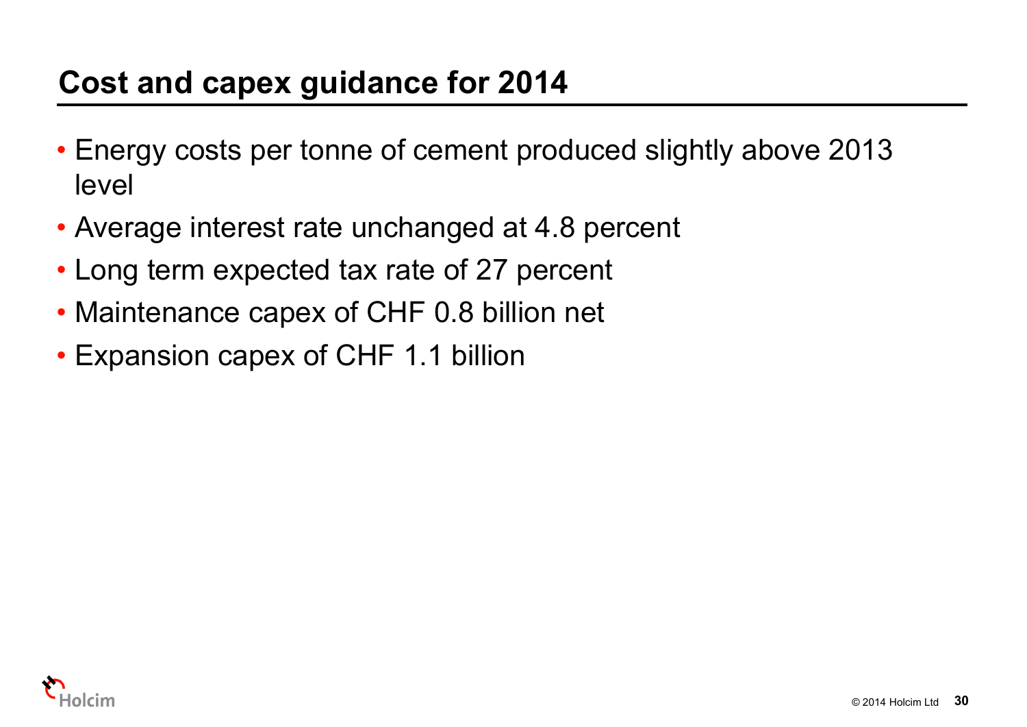# Cost and capex guidance for 2014

- Energy costs per tonne of cement produced slightly above 2013 level
- Average interest rate unchanged at 4.8 percent
- Long term expected tax rate of 27 percent
- Maintenance capex of CHF 0.8 billion net
- Expansion capex of CHF 1.1 billion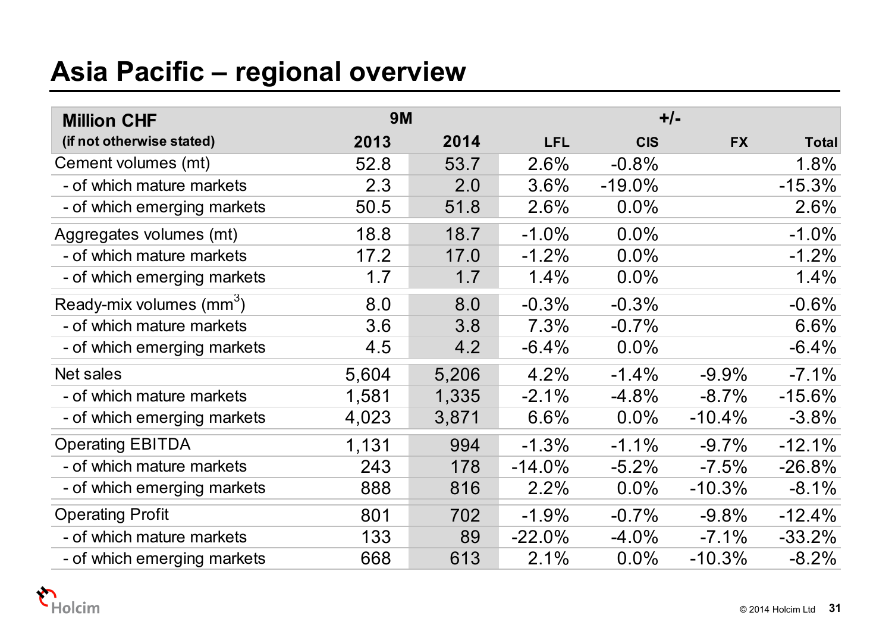# Asia Pacific – regional overview

| Million CHF (if not otherwise stated) | 9M | | +/- | | | |
|---|---|---|---|---|---|---|
| | 2013 | 2014 | LFL | CIS | FX | Total |
| Cement volumes (mt) | 52.8 | 53.7 | 2.6% | -0.8% | | 1.8% |
| - of which mature markets | 2.3 | 2.0 | 3.6% | -19.0% | | -15.3% |
| - of which emerging markets | 50.5 | 51.8 | 2.6% | 0.0% | | 2.6% |
| Aggregates volumes (mt) | 18.8 | 18.7 | -1.0% | 0.0% | | -1.0% |
| - of which mature markets | 17.2 | 17.0 | -1.2% | 0.0% | | -1.2% |
| - of which emerging markets | 1.7 | 1.7 | 1.4% | 0.0% | | 1.4% |
| Ready-mix volumes ($mm^3$) | 8.0 | 8.0 | -0.3% | -0.3% | | -0.6% |
| - of which mature markets | 3.6 | 3.8 | 7.3% | -0.7% | | 6.6% |
| - of which emerging markets | 4.5 | 4.2 | -6.4% | 0.0% | | -6.4% |
| Net sales | 5,604 | 5,206 | 4.2% | -1.4% | -9.9% | -7.1% |
| - of which mature markets | 1,581 | 1,335 | -2.1% | -4.8% | -8.7% | -15.6% |
| - of which emerging markets | 4,023 | 3,871 | 6.6% | 0.0% | -10.4% | -3.8% |
| Operating EBITDA | 1,131 | 994 | -1.3% | -1.1% | -9.7% | -12.1% |
| - of which mature markets | 243 | 178 | -14.0% | -5.2% | -7.5% | -26.8% |
| - of which emerging markets | 888 | 816 | 2.2% | 0.0% | -10.3% | -8.1% |
| Operating Profit | 801 | 702 | -1.9% | -0.7% | -9.8% | -12.4% |
| - of which mature markets | 133 | 89 | -22.0% | -4.0% | -7.1% | -33.2% |
| - of which emerging markets | 668 | 613 | 2.1% | 0.0% | -10.3% | -8.2% |

© 2014 Holcim Ltd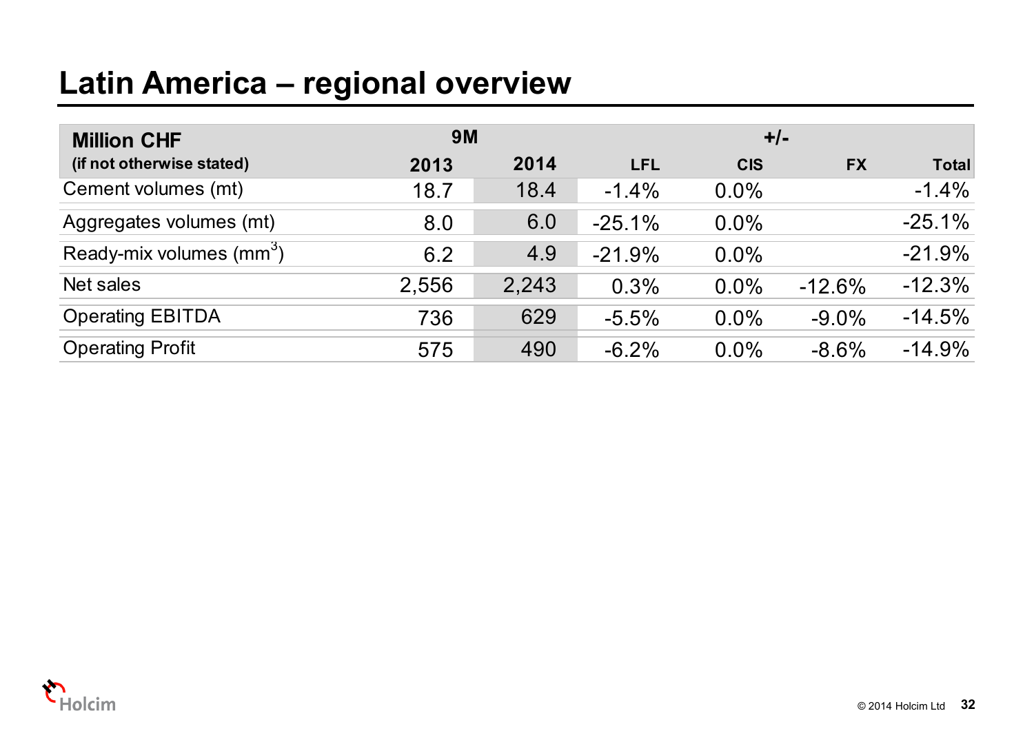# Latin America – regional overview

| Million CHF (if not otherwise stated) | 9M | | +/- | | | |
|---|---|---|---|---|---|---|
| | 2013 | 2014 | LFL | CIS | FX | Total |
| Cement volumes (mt) | 18.7 | 18.4 | -1.4% | 0.0% | | -1.4% |
| Aggregates volumes (mt) | 8.0 | 6.0 | -25.1% | 0.0% | | -25.1% |
| Ready-mix volumes ($mm^3$) | 6.2 | 4.9 | -21.9% | 0.0% | | -21.9% |
| Net sales | 2,556 | 2,243 | 0.3% | 0.0% | -12.6% | -12.3% |
| Operating EBITDA | 736 | 629 | -5.5% | 0.0% | -9.0% | -14.5% |
| Operating Profit | 575 | 490 | -6.2% | 0.0% | -8.6% | -14.9% |

© 2014 Holcim Ltd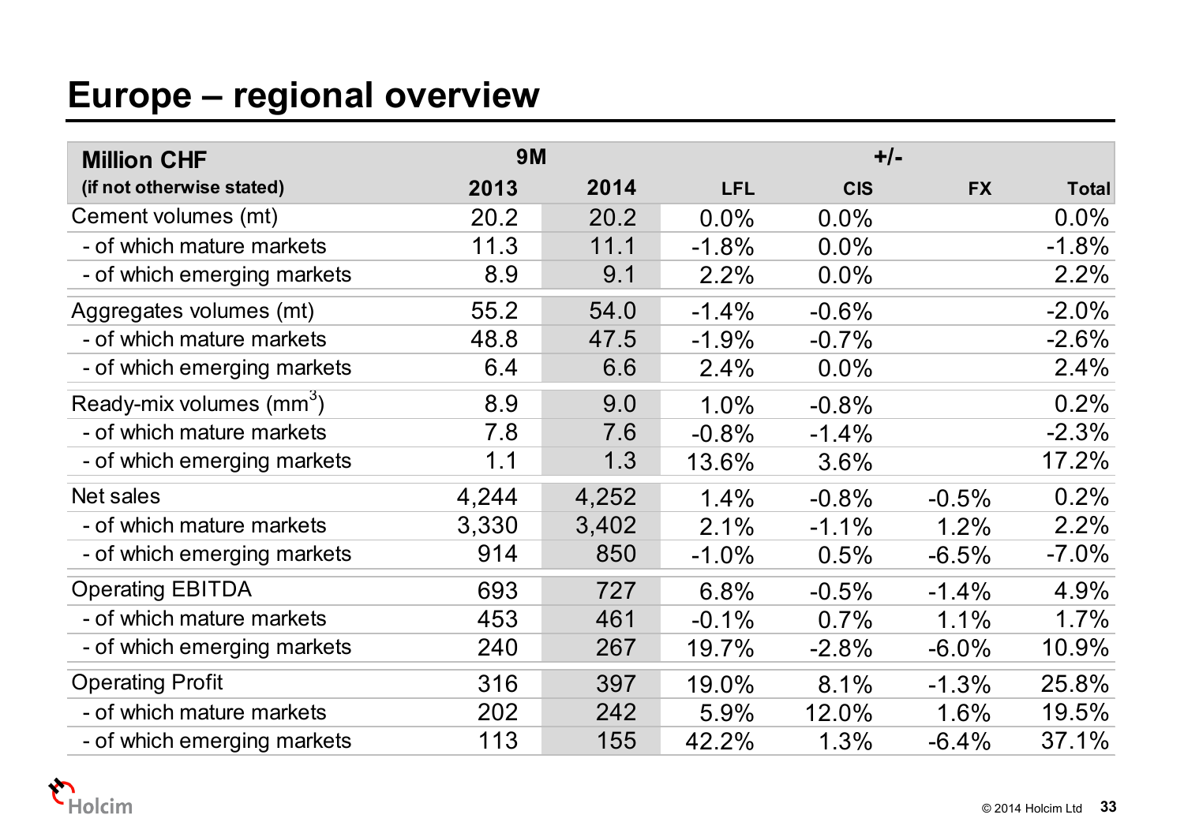# Europe – regional overview

| Million CHF (if not otherwise stated) | 9M 2013 | 9M 2014 | +/- LFL | +/- CIS | +/- FX | +/- Total |
|---|---|---|---|---|---|---|
| Cement volumes (mt) | 20.2 | 20.2 | 0.0% | 0.0% | | 0.0% |
| - of which mature markets | 11.3 | 11.1 | -1.8% | 0.0% | | -1.8% |
| - of which emerging markets | 8.9 | 9.1 | 2.2% | 0.0% | | 2.2% |
| Aggregates volumes (mt) | 55.2 | 54.0 | -1.4% | -0.6% | | -2.0% |
| - of which mature markets | 48.8 | 47.5 | -1.9% | -0.7% | | -2.6% |
| - of which emerging markets | 6.4 | 6.6 | 2.4% | 0.0% | | 2.4% |
| Ready-mix volumes ($mm^3$) | 8.9 | 9.0 | 1.0% | -0.8% | | 0.2% |
| - of which mature markets | 7.8 | 7.6 | -0.8% | -1.4% | | -2.3% |
| - of which emerging markets | 1.1 | 1.3 | 13.6% | 3.6% | | 17.2% |
| Net sales | 4,244 | 4,252 | 1.4% | -0.8% | -0.5% | 0.2% |
| - of which mature markets | 3,330 | 3,402 | 2.1% | -1.1% | 1.2% | 2.2% |
| - of which emerging markets | 914 | 850 | -1.0% | 0.5% | -6.5% | -7.0% |
| Operating EBITDA | 693 | 727 | 6.8% | -0.5% | -1.4% | 4.9% |
| - of which mature markets | 453 | 461 | -0.1% | 0.7% | 1.1% | 1.7% |
| - of which emerging markets | 240 | 267 | 19.7% | -2.8% | -6.0% | 10.9% |
| Operating Profit | 316 | 397 | 19.0% | 8.1% | -1.3% | 25.8% |
| - of which mature markets | 202 | 242 | 5.9% | 12.0% | 1.6% | 19.5% |
| - of which emerging markets | 113 | 155 | 42.2% | 1.3% | -6.4% | 37.1% |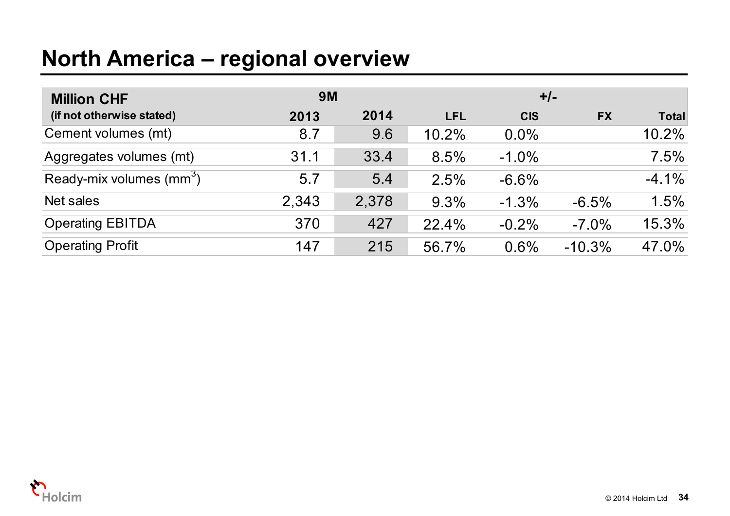# North America – regional overview

| Million CHF (if not otherwise stated) | 9M | | +/- | | | |
|---|---|---|---|---|---|---|
| | 2013 | 2014 | LFL | CIS | FX | Total |
| Cement volumes (mt) | 8.7 | 9.6 | 10.2% | 0.0% | | 10.2% |
| Aggregates volumes (mt) | 31.1 | 33.4 | 8.5% | -1.0% | | 7.5% |
| Ready-mix volumes ($mm^3$) | 5.7 | 5.4 | 2.5% | -6.6% | | -4.1% |
| Net sales | 2,343 | 2,378 | 9.3% | -1.3% | -6.5% | 1.5% |
| Operating EBITDA | 370 | 427 | 22.4% | -0.2% | -7.0% | 15.3% |
| Operating Profit | 147 | 215 | 56.7% | 0.6% | -10.3% | 47.0% |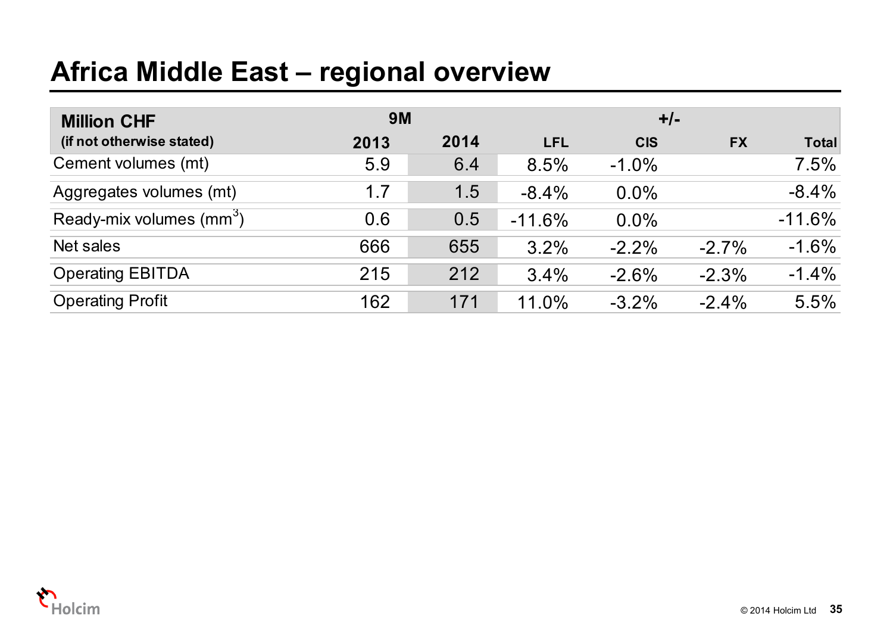# Africa Middle East – regional overview

| Million CHF (if not otherwise stated) | 9M | | +/- | | | |
|---|---|---|---|---|---|---|
| | 2013 | 2014 | LFL | CIS | FX | Total |
| Cement volumes (mt) | 5.9 | 6.4 | 8.5% | -1.0% | | 7.5% |
| Aggregates volumes (mt) | 1.7 | 1.5 | -8.4% | 0.0% | | -8.4% |
| Ready-mix volumes ($mm^3$) | 0.6 | 0.5 | -11.6% | 0.0% | | -11.6% |
| Net sales | 666 | 655 | 3.2% | -2.2% | -2.7% | -1.6% |
| Operating EBITDA | 215 | 212 | 3.4% | -2.6% | -2.3% | -1.4% |
| Operating Profit | 162 | 171 | 11.0% | -3.2% | -2.4% | 5.5% |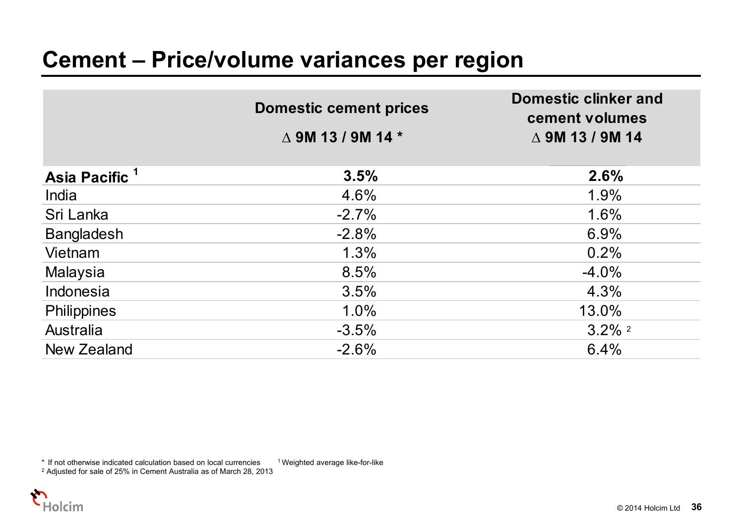# Cement – Price/volume variances per region

| | Domestic cement prices<br>∆ 9M 13 / 9M 14 * | Domestic clinker and cement volumes<br>∆ 9M 13 / 9M 14 |
|---|---|---|
| **Asia Pacific** [1] | **3.5%** | **2.6%** |
| India | 4.6% | 1.9% |
| Sri Lanka | -2.7% | 1.6% |
| Bangladesh | -2.8% | 6.9% |
| Vietnam | 1.3% | 0.2% |
| Malaysia | 8.5% | -4.0% |
| Indonesia | 3.5% | 4.3% |
| Philippines | 1.0% | 13.0% |
| Australia | -3.5% | 3.2% [2] |
| New Zealand | -2.6% | 6.4% |

* If not otherwise indicated calculation based on local currencies

[1] Weighted average like-for-like

[2] Adjusted for sale of 25% in Cement Australia as of March 28, 2013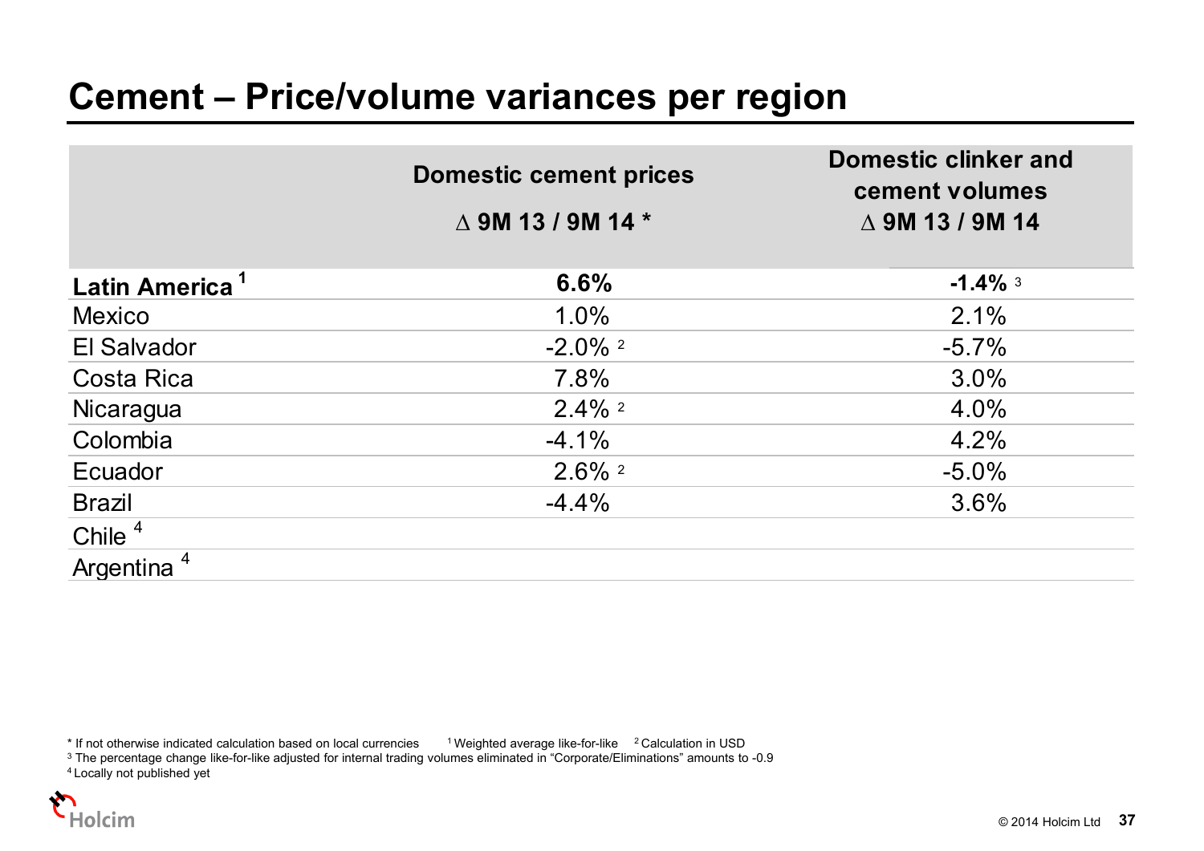# Cement – Price/volume variances per region

| | Domestic cement prices<br>∆ 9M 13 / 9M 14 * | Domestic clinker and cement volumes<br>∆ 9M 13 / 9M 14 |
|---|---|---|
| **Latin America** [1] | **6.6%** | **-1.4%** [3] |
| Mexico | 1.0% | 2.1% |
| El Salvador | -2.0% [2] | -5.7% |
| Costa Rica | 7.8% | 3.0% |
| Nicaragua | 2.4% [2] | 4.0% |
| Colombia | -4.1% | 4.2% |
| Ecuador | 2.6% [2] | -5.0% |
| Brazil | -4.4% | 3.6% |
| Chile [4] | | |
| Argentina [4] | | |

\* If not otherwise indicated calculation based on local currencies  [1] Weighted average like-for-like  [2] Calculation in USD

[3] The percentage change like-for-like adjusted for internal trading volumes eliminated in "Corporate/Eliminations" amounts to -0.9

[4] Locally not published yet

© 2014 Holcim Ltd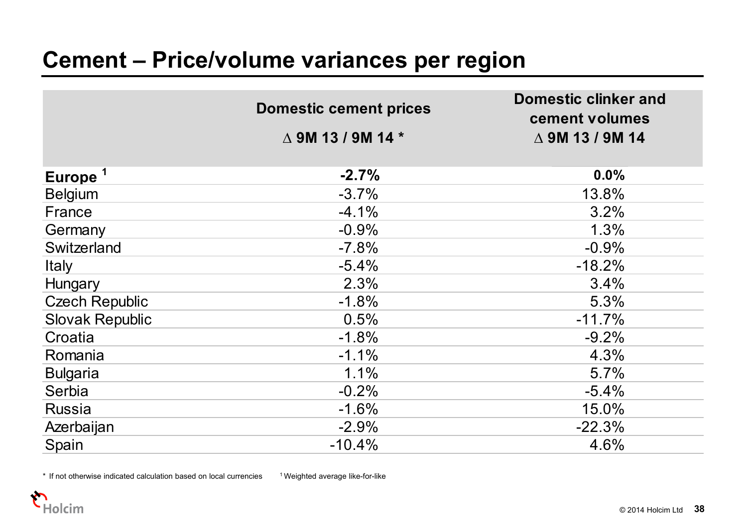# Cement – Price/volume variances per region

| | Domestic cement prices<br>∆ 9M 13 / 9M 14 * | Domestic clinker and cement volumes<br>∆ 9M 13 / 9M 14 |
|---|---|---|
| **Europe** [1] | **-2.7%** | **0.0%** |
| Belgium | -3.7% | 13.8% |
| France | -4.1% | 3.2% |
| Germany | -0.9% | 1.3% |
| Switzerland | -7.8% | -0.9% |
| Italy | -5.4% | -18.2% |
| Hungary | 2.3% | 3.4% |
| Czech Republic | -1.8% | 5.3% |
| Slovak Republic | 0.5% | -11.7% |
| Croatia | -1.8% | -9.2% |
| Romania | -1.1% | 4.3% |
| Bulgaria | 1.1% | 5.7% |
| Serbia | -0.2% | -5.4% |
| Russia | -1.6% | 15.0% |
| Azerbaijan | -2.9% | -22.3% |
| Spain | -10.4% | 4.6% |

* If not otherwise indicated calculation based on local currencies

[1] Weighted average like-for-like

© 2014 Holcim Ltd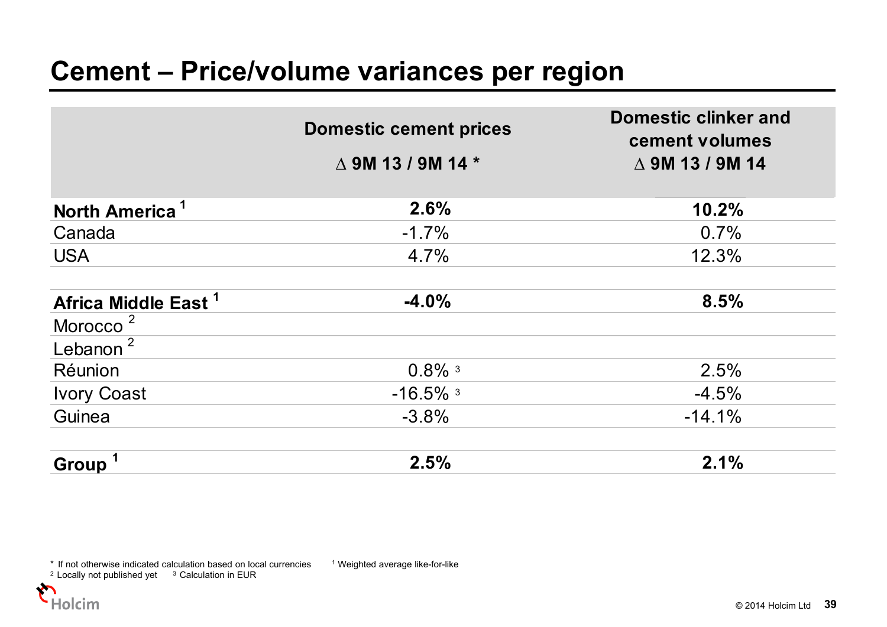# Cement – Price/volume variances per region

| | Domestic cement prices<br>∆ 9M 13 / 9M 14 * | Domestic clinker and cement volumes<br>∆ 9M 13 / 9M 14 |
|---|---|---|
| **North America** [1] | **2.6%** | **10.2%** |
| Canada | -1.7% | 0.7% |
| USA | 4.7% | 12.3% |
| | | |
| **Africa Middle East** [1] | **-4.0%** | **8.5%** |
| Morocco [2] | | |
| Lebanon [2] | | |
| Réunion | 0.8% [3] | 2.5% |
| Ivory Coast | -16.5% [3] | -4.5% |
| Guinea | -3.8% | -14.1% |
| | | |
| **Group** [1] | **2.5%** | **2.1%** |

\* If not otherwise indicated calculation based on local currencies
[1] Weighted average like-for-like
[2] Locally not published yet
[3] Calculation in EUR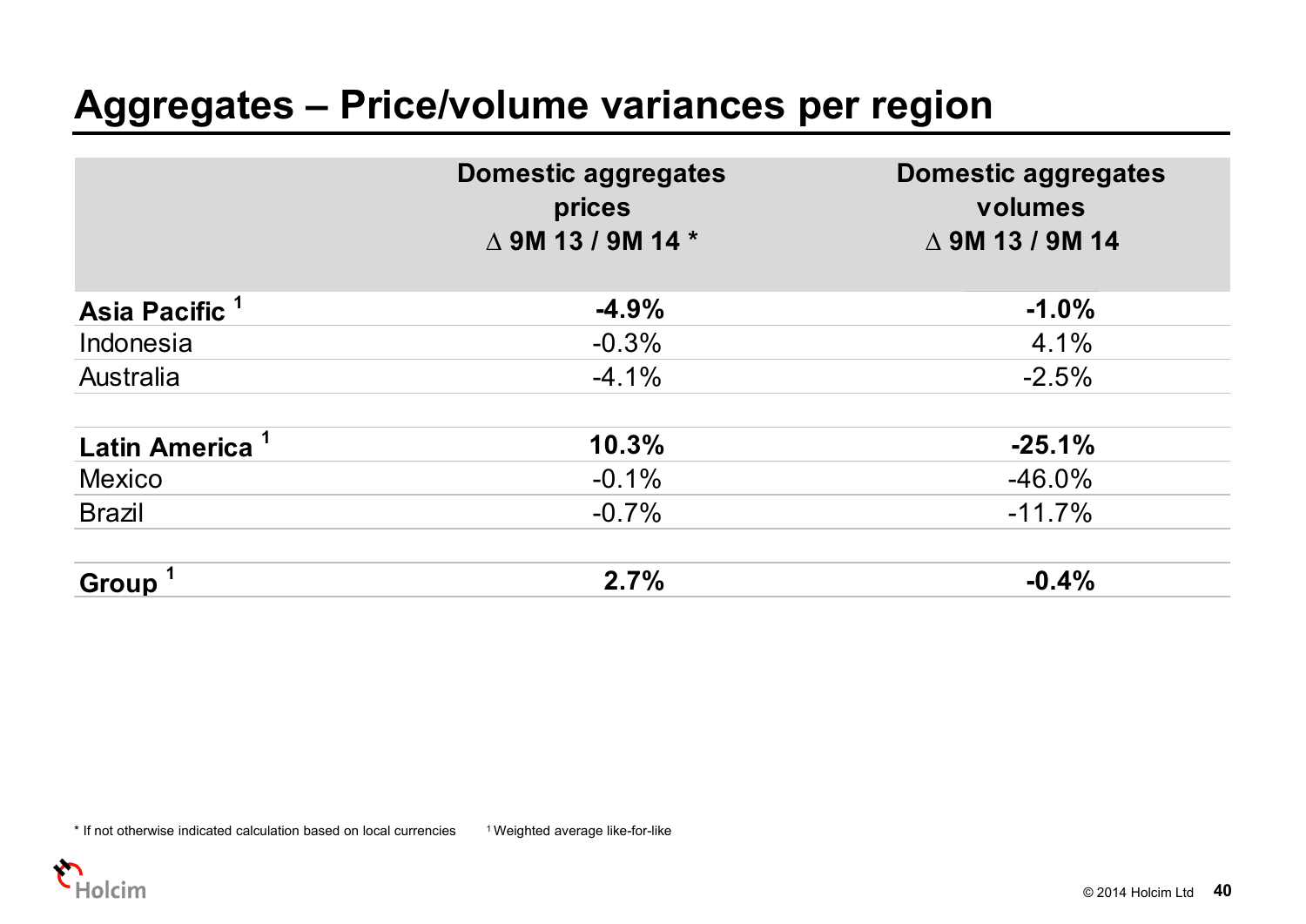# Aggregates – Price/volume variances per region

| | Domestic aggregates prices ∆ 9M 13 / 9M 14 * | Domestic aggregates volumes ∆ 9M 13 / 9M 14 |
|---|---|---|
| **Asia Pacific** [1] | **-4.9%** | **-1.0%** |
| Indonesia | -0.3% | 4.1% |
| Australia | -4.1% | -2.5% |
| | | |
| **Latin America** [1] | **10.3%** | **-25.1%** |
| Mexico | -0.1% | -46.0% |
| Brazil | -0.7% | -11.7% |
| | | |
| **Group** [1] | **2.7%** | **-0.4%** |

* If not otherwise indicated calculation based on local currencies [1] Weighted average like-for-like

© 2014 Holcim Ltd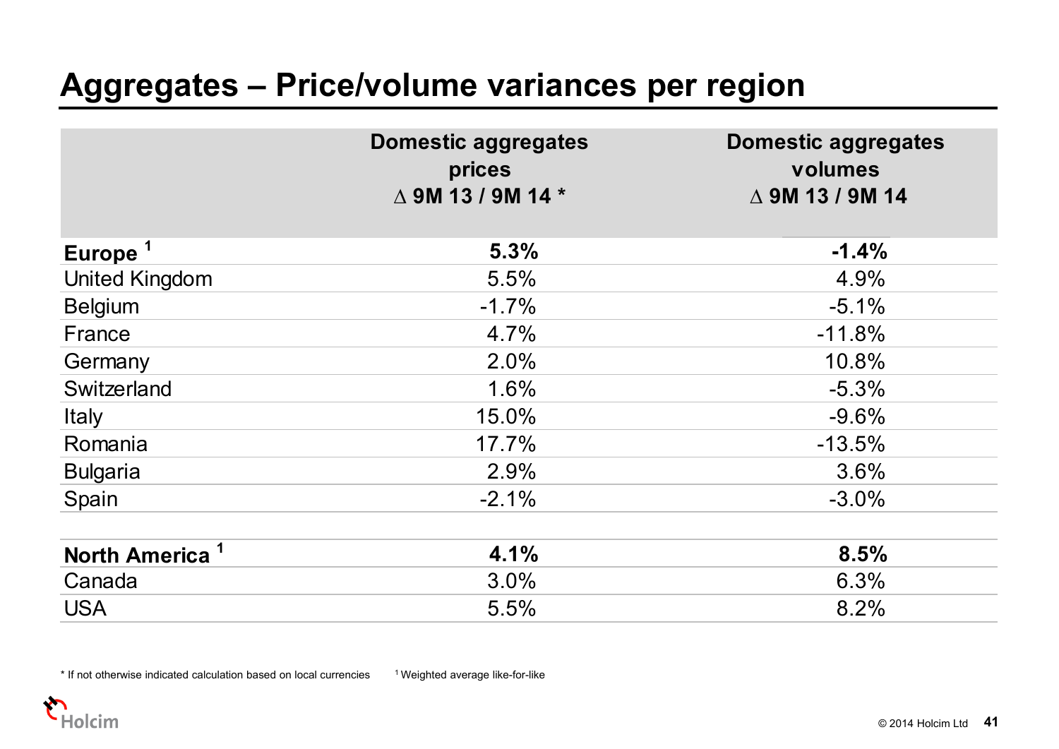# Aggregates – Price/volume variances per region

| | Domestic aggregates prices ∆ 9M 13 / 9M 14 * | Domestic aggregates volumes ∆ 9M 13 / 9M 14 |
|---|---|---|
| **Europe [1]** | **5.3%** | **-1.4%** |
| United Kingdom | 5.5% | 4.9% |
| Belgium | -1.7% | -5.1% |
| France | 4.7% | -11.8% |
| Germany | 2.0% | 10.8% |
| Switzerland | 1.6% | -5.3% |
| Italy | 15.0% | -9.6% |
| Romania | 17.7% | -13.5% |
| Bulgaria | 2.9% | 3.6% |
| Spain | -2.1% | -3.0% |
| | | |
| **North America [1]** | **4.1%** | **8.5%** |
| Canada | 3.0% | 6.3% |
| USA | 5.5% | 8.2% |

* If not otherwise indicated calculation based on local currencies

[1] Weighted average like-for-like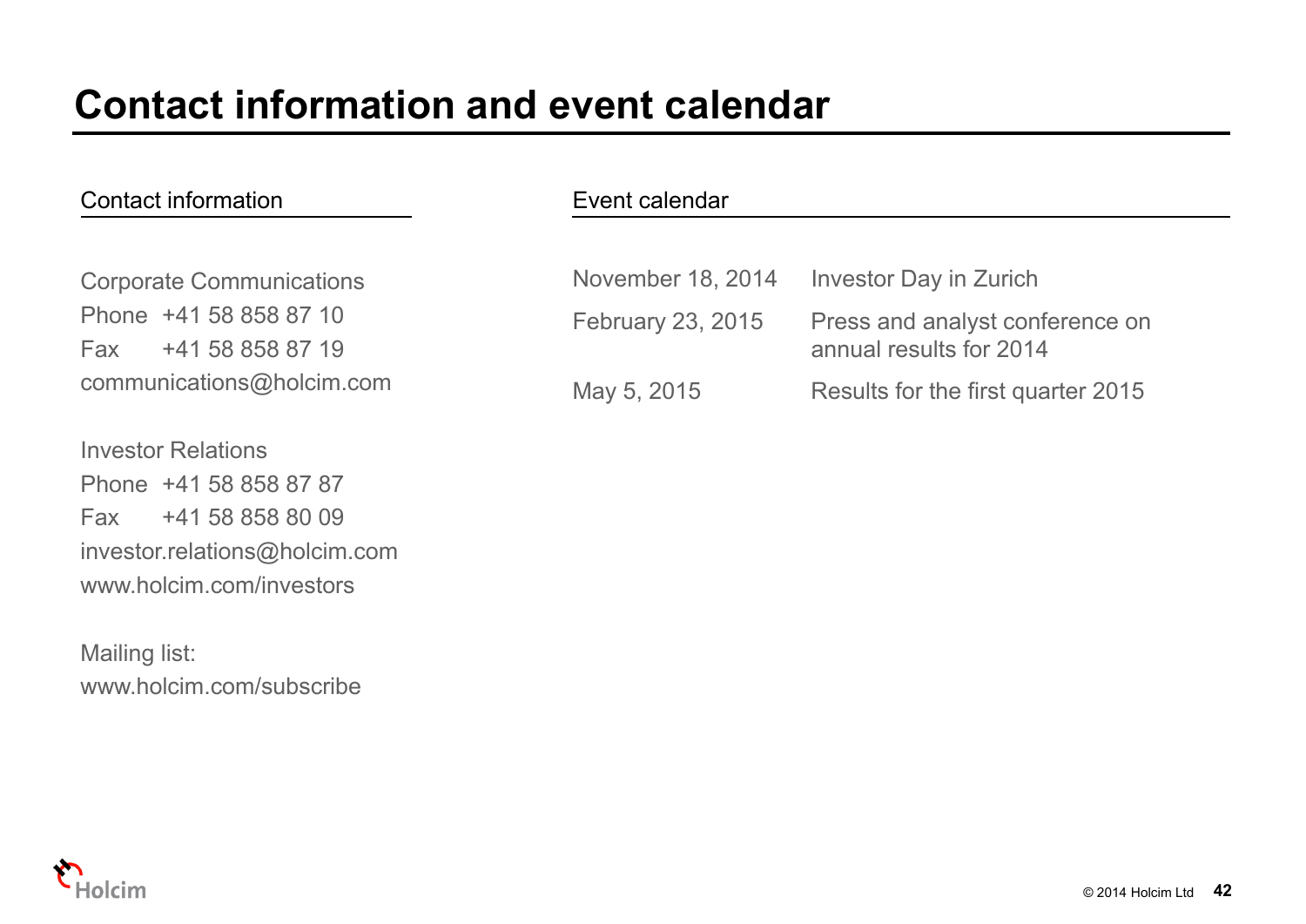# Contact information and event calendar

## Contact information

Corporate Communications
Phone +41 58 858 87 10
Fax +41 58 858 87 19
communications@holcim.com

Investor Relations
Phone +41 58 858 87 87
Fax +41 58 858 80 09
investor.relations@holcim.com
www.holcim.com/investors

Mailing list:
www.holcim.com/subscribe

## Event calendar

| | |
|---|---|
| November 18, 2014 | Investor Day in Zurich |
| February 23, 2015 | Press and analyst conference on annual results for 2014 |
| May 5, 2015 | Results for the first quarter 2015 |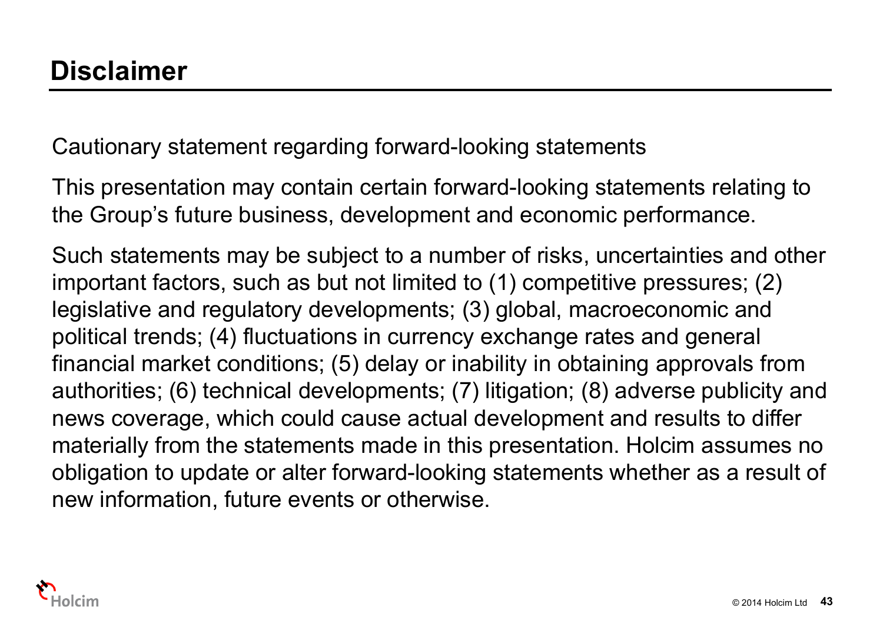# Disclaimer

Cautionary statement regarding forward-looking statements

This presentation may contain certain forward-looking statements relating to the Group's future business, development and economic performance.

Such statements may be subject to a number of risks, uncertainties and other important factors, such as but not limited to (1) competitive pressures; (2) legislative and regulatory developments; (3) global, macroeconomic and political trends; (4) fluctuations in currency exchange rates and general financial market conditions; (5) delay or inability in obtaining approvals from authorities; (6) technical developments; (7) litigation; (8) adverse publicity and news coverage, which could cause actual development and results to differ materially from the statements made in this presentation. Holcim assumes no obligation to update or alter forward-looking statements whether as a result of new information, future events or otherwise.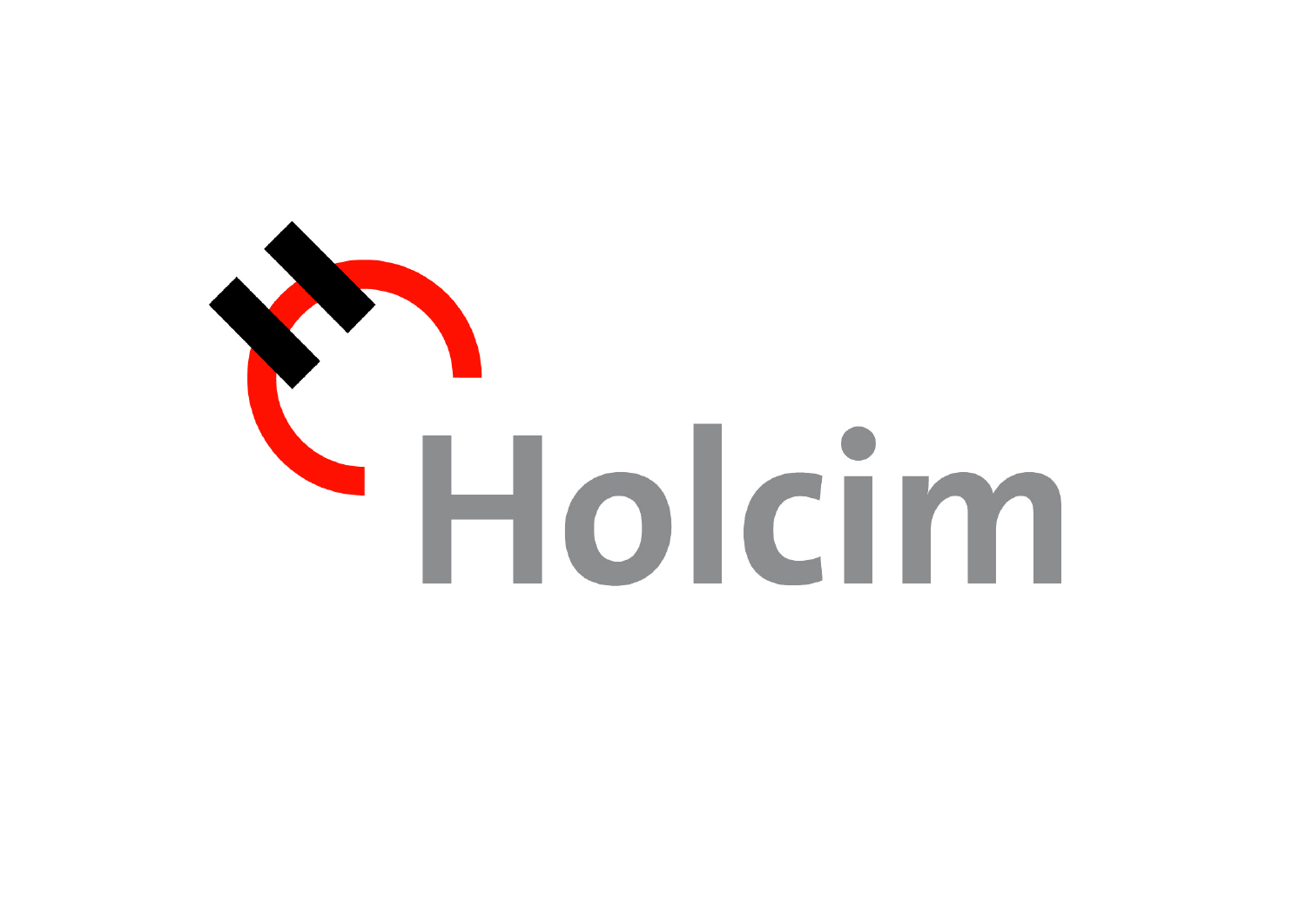Holcim